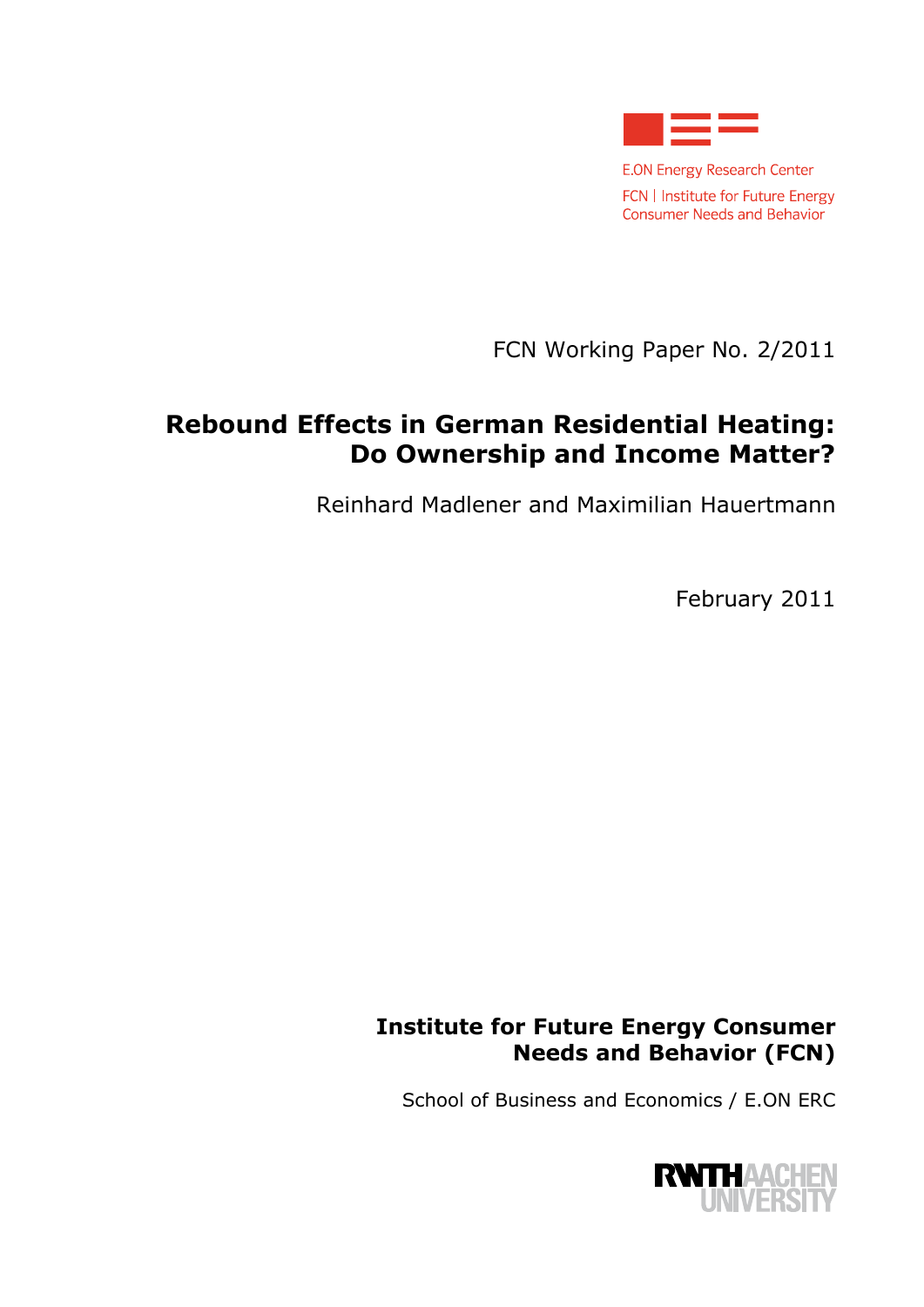E.ON Energy Research Center

FCN | Institute for Future Energy Consumer Needs and Behavior

FCN Working Paper No. 2/2011

# Rebound Effects in German Residential Heating: Do Ownership and Income Matter?

Reinhard Madlener and Maximilian Hauertmann

February 2011

**Institute for Future Energy Consumer Needs and Behavior (FCN)**

School of Business and Economics / E.ON ERC

RWTH AACHEN UNIVERSITY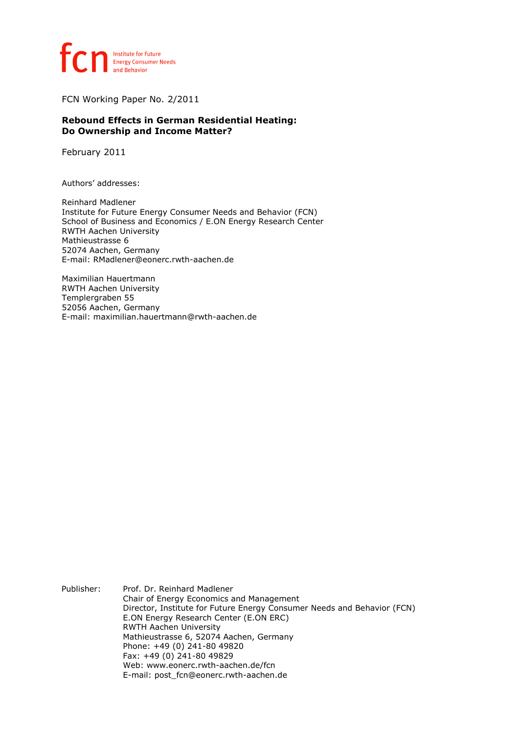fcn Institute for Future Energy Consumer Needs and Behavior

FCN Working Paper No. 2/2011

**Rebound Effects in German Residential Heating: Do Ownership and Income Matter?**

February 2011

Authors' addresses:

Reinhard Madlener
Institute for Future Energy Consumer Needs and Behavior (FCN)
School of Business and Economics / E.ON Energy Research Center
RWTH Aachen University
Mathieustrasse 6
52074 Aachen, Germany
E-mail: RMadlener@eonerc.rwth-aachen.de

Maximilian Hauertmann
RWTH Aachen University
Templergraben 55
52056 Aachen, Germany
E-mail: maximilian.hauertmann@rwth-aachen.de

Publisher: Prof. Dr. Reinhard Madlener
Chair of Energy Economics and Management
Director, Institute for Future Energy Consumer Needs and Behavior (FCN)
E.ON Energy Research Center (E.ON ERC)
RWTH Aachen University
Mathieustrasse 6, 52074 Aachen, Germany
Phone: +49 (0) 241-80 49820
Fax: +49 (0) 241-80 49829
Web: www.eonerc.rwth-aachen.de/fcn
E-mail: post_fcn@eonerc.rwth-aachen.de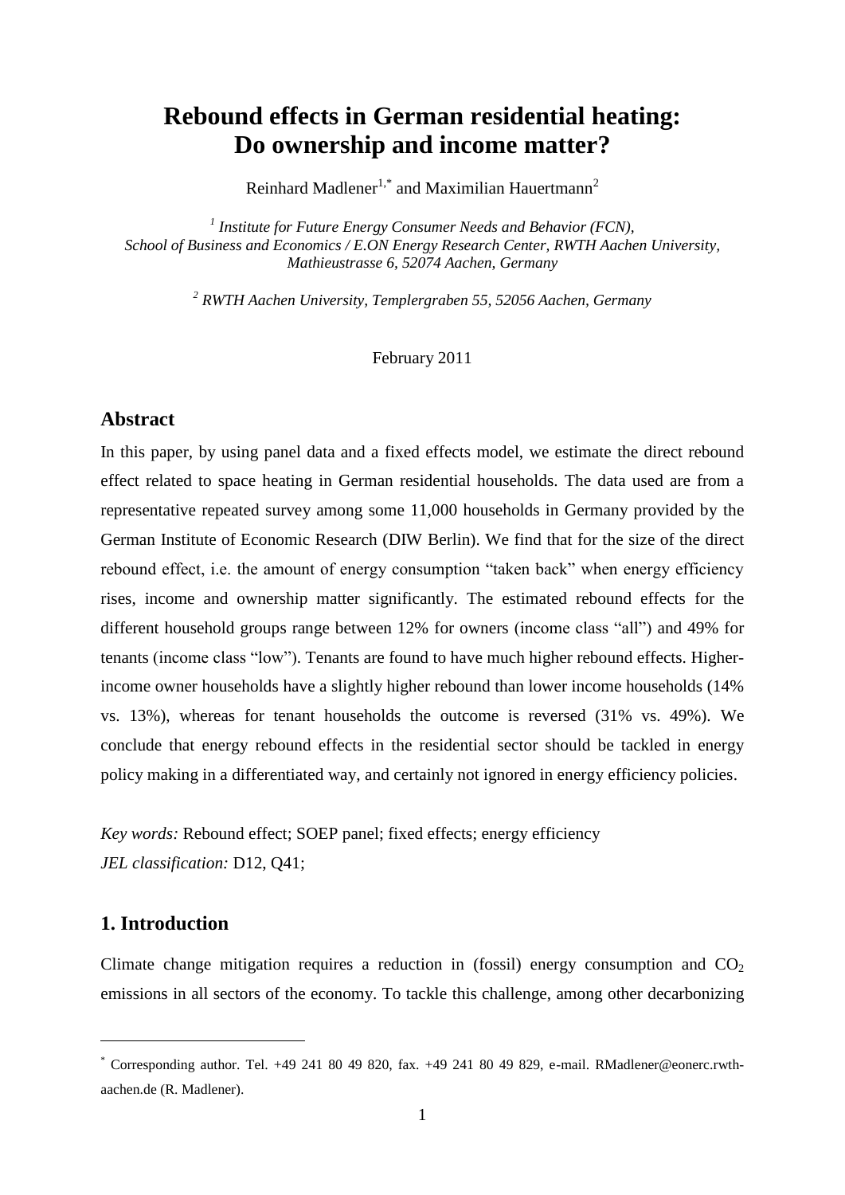# Rebound effects in German residential heating: Do ownership and income matter?

Reinhard Madlener[1,*] and Maximilian Hauertmann[2]

[1] *Institute for Future Energy Consumer Needs and Behavior (FCN), School of Business and Economics / E.ON Energy Research Center, RWTH Aachen University, Mathieustrasse 6, 52074 Aachen, Germany*

[2] *RWTH Aachen University, Templergraben 55, 52056 Aachen, Germany*

February 2011

## Abstract

In this paper, by using panel data and a fixed effects model, we estimate the direct rebound effect related to space heating in German residential households. The data used are from a representative repeated survey among some 11,000 households in Germany provided by the German Institute of Economic Research (DIW Berlin). We find that for the size of the direct rebound effect, i.e. the amount of energy consumption "taken back" when energy efficiency rises, income and ownership matter significantly. The estimated rebound effects for the different household groups range between 12% for owners (income class "all") and 49% for tenants (income class "low"). Tenants are found to have much higher rebound effects. Higher-income owner households have a slightly higher rebound than lower income households (14% vs. 13%), whereas for tenant households the outcome is reversed (31% vs. 49%). We conclude that energy rebound effects in the residential sector should be tackled in energy policy making in a differentiated way, and certainly not ignored in energy efficiency policies.

*Key words:* Rebound effect; SOEP panel; fixed effects; energy efficiency
*JEL classification:* D12, Q41;

## 1. Introduction

Climate change mitigation requires a reduction in (fossil) energy consumption and $CO_2$ emissions in all sectors of the economy. To tackle this challenge, among other decarbonizing

---

[*] Corresponding author. Tel. +49 241 80 49 820, fax. +49 241 80 49 829, e-mail. RMadlener@eonerc.rwth-aachen.de (R. Madlener).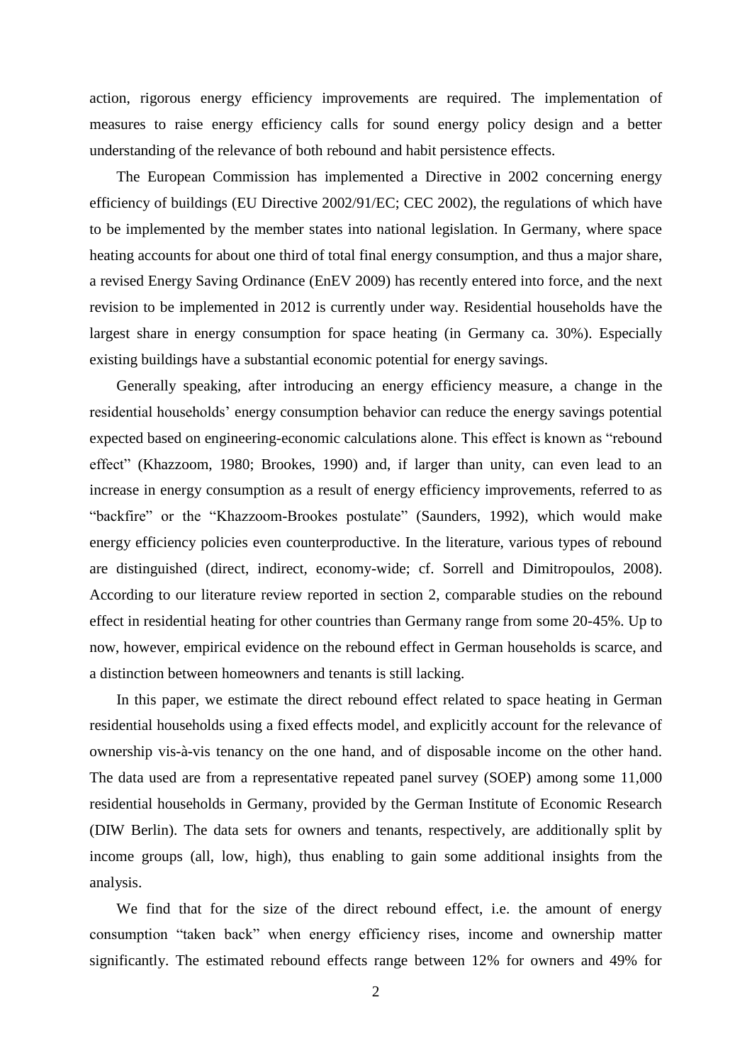action, rigorous energy efficiency improvements are required. The implementation of measures to raise energy efficiency calls for sound energy policy design and a better understanding of the relevance of both rebound and habit persistence effects.

The European Commission has implemented a Directive in 2002 concerning energy efficiency of buildings (EU Directive 2002/91/EC; CEC 2002), the regulations of which have to be implemented by the member states into national legislation. In Germany, where space heating accounts for about one third of total final energy consumption, and thus a major share, a revised Energy Saving Ordinance (EnEV 2009) has recently entered into force, and the next revision to be implemented in 2012 is currently under way. Residential households have the largest share in energy consumption for space heating (in Germany ca. 30%). Especially existing buildings have a substantial economic potential for energy savings.

Generally speaking, after introducing an energy efficiency measure, a change in the residential households' energy consumption behavior can reduce the energy savings potential expected based on engineering-economic calculations alone. This effect is known as "rebound effect" (Khazzoom, 1980; Brookes, 1990) and, if larger than unity, can even lead to an increase in energy consumption as a result of energy efficiency improvements, referred to as "backfire" or the "Khazzoom-Brookes postulate" (Saunders, 1992), which would make energy efficiency policies even counterproductive. In the literature, various types of rebound are distinguished (direct, indirect, economy-wide; cf. Sorrell and Dimitropoulos, 2008). According to our literature review reported in section 2, comparable studies on the rebound effect in residential heating for other countries than Germany range from some 20-45%. Up to now, however, empirical evidence on the rebound effect in German households is scarce, and a distinction between homeowners and tenants is still lacking.

In this paper, we estimate the direct rebound effect related to space heating in German residential households using a fixed effects model, and explicitly account for the relevance of ownership vis-à-vis tenancy on the one hand, and of disposable income on the other hand. The data used are from a representative repeated panel survey (SOEP) among some 11,000 residential households in Germany, provided by the German Institute of Economic Research (DIW Berlin). The data sets for owners and tenants, respectively, are additionally split by income groups (all, low, high), thus enabling to gain some additional insights from the analysis.

We find that for the size of the direct rebound effect, i.e. the amount of energy consumption "taken back" when energy efficiency rises, income and ownership matter significantly. The estimated rebound effects range between 12% for owners and 49% for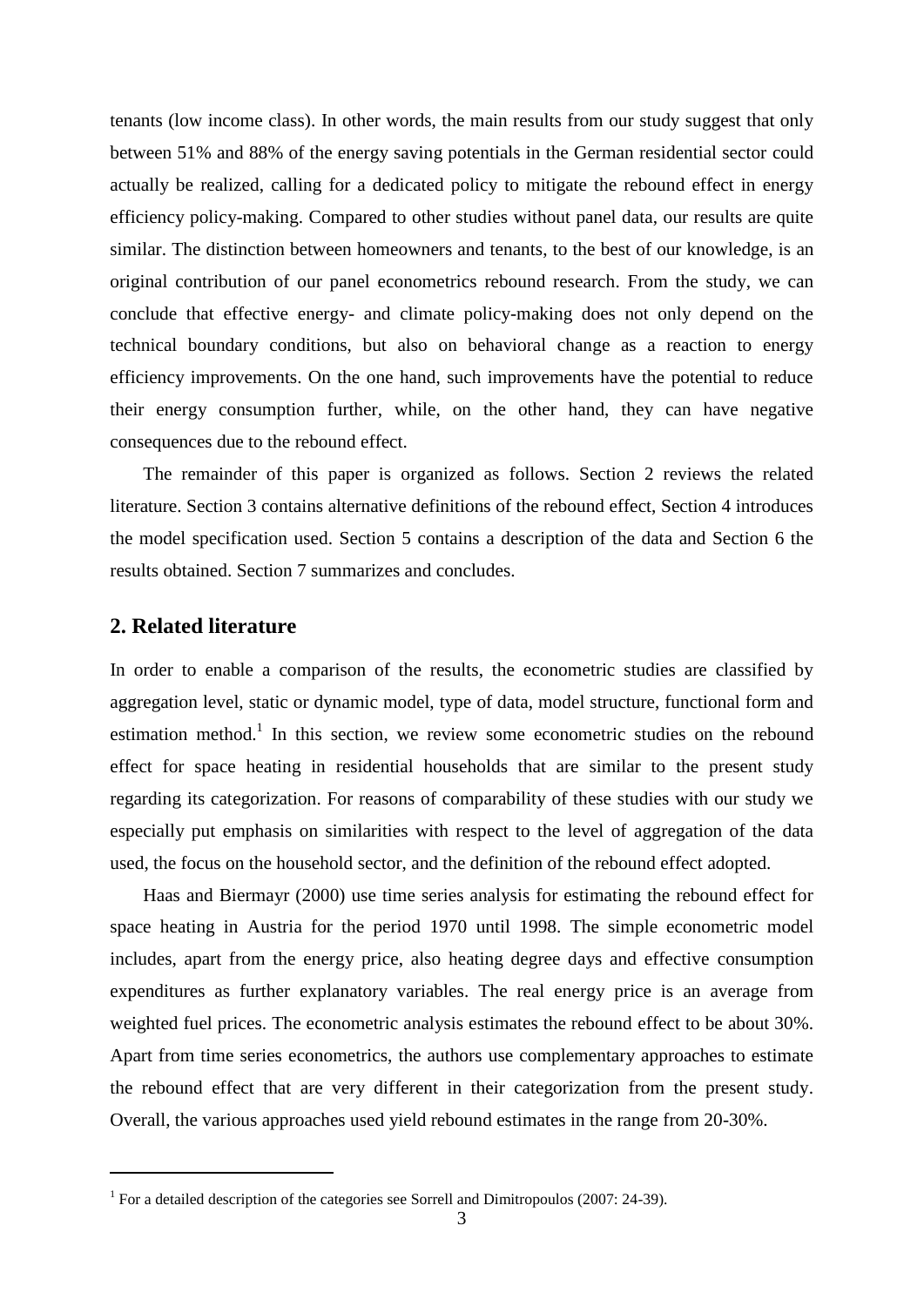tenants (low income class). In other words, the main results from our study suggest that only between 51% and 88% of the energy saving potentials in the German residential sector could actually be realized, calling for a dedicated policy to mitigate the rebound effect in energy efficiency policy-making. Compared to other studies without panel data, our results are quite similar. The distinction between homeowners and tenants, to the best of our knowledge, is an original contribution of our panel econometrics rebound research. From the study, we can conclude that effective energy- and climate policy-making does not only depend on the technical boundary conditions, but also on behavioral change as a reaction to energy efficiency improvements. On the one hand, such improvements have the potential to reduce their energy consumption further, while, on the other hand, they can have negative consequences due to the rebound effect.

The remainder of this paper is organized as follows. Section 2 reviews the related literature. Section 3 contains alternative definitions of the rebound effect, Section 4 introduces the model specification used. Section 5 contains a description of the data and Section 6 the results obtained. Section 7 summarizes and concludes.

## 2. Related literature

In order to enable a comparison of the results, the econometric studies are classified by aggregation level, static or dynamic model, type of data, model structure, functional form and estimation method.[1] In this section, we review some econometric studies on the rebound effect for space heating in residential households that are similar to the present study regarding its categorization. For reasons of comparability of these studies with our study we especially put emphasis on similarities with respect to the level of aggregation of the data used, the focus on the household sector, and the definition of the rebound effect adopted.

Haas and Biermayr (2000) use time series analysis for estimating the rebound effect for space heating in Austria for the period 1970 until 1998. The simple econometric model includes, apart from the energy price, also heating degree days and effective consumption expenditures as further explanatory variables. The real energy price is an average from weighted fuel prices. The econometric analysis estimates the rebound effect to be about 30%. Apart from time series econometrics, the authors use complementary approaches to estimate the rebound effect that are very different in their categorization from the present study. Overall, the various approaches used yield rebound estimates in the range from 20-30%.

[1] For a detailed description of the categories see Sorrell and Dimitropoulos (2007: 24-39).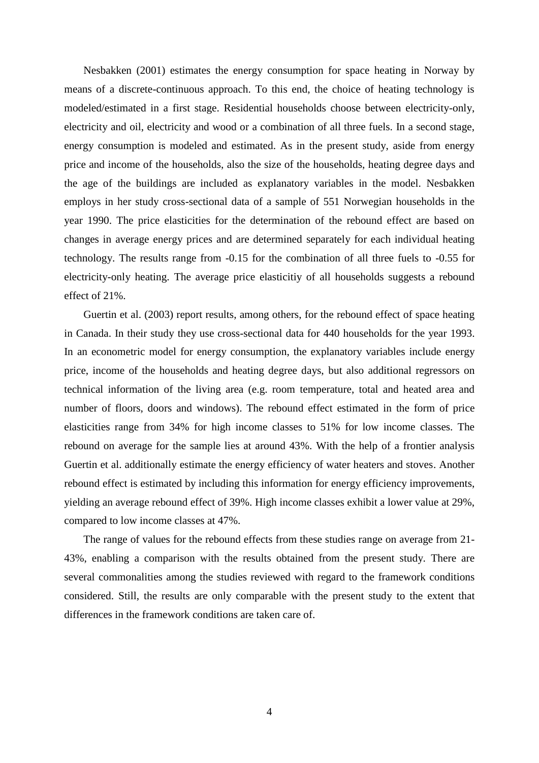Nesbakken (2001) estimates the energy consumption for space heating in Norway by means of a discrete-continuous approach. To this end, the choice of heating technology is modeled/estimated in a first stage. Residential households choose between electricity-only, electricity and oil, electricity and wood or a combination of all three fuels. In a second stage, energy consumption is modeled and estimated. As in the present study, aside from energy price and income of the households, also the size of the households, heating degree days and the age of the buildings are included as explanatory variables in the model. Nesbakken employs in her study cross-sectional data of a sample of 551 Norwegian households in the year 1990. The price elasticities for the determination of the rebound effect are based on changes in average energy prices and are determined separately for each individual heating technology. The results range from -0.15 for the combination of all three fuels to -0.55 for electricity-only heating. The average price elasticitiy of all households suggests a rebound effect of 21%.

Guertin et al. (2003) report results, among others, for the rebound effect of space heating in Canada. In their study they use cross-sectional data for 440 households for the year 1993. In an econometric model for energy consumption, the explanatory variables include energy price, income of the households and heating degree days, but also additional regressors on technical information of the living area (e.g. room temperature, total and heated area and number of floors, doors and windows). The rebound effect estimated in the form of price elasticities range from 34% for high income classes to 51% for low income classes. The rebound on average for the sample lies at around 43%. With the help of a frontier analysis Guertin et al. additionally estimate the energy efficiency of water heaters and stoves. Another rebound effect is estimated by including this information for energy efficiency improvements, yielding an average rebound effect of 39%. High income classes exhibit a lower value at 29%, compared to low income classes at 47%.

The range of values for the rebound effects from these studies range on average from 21-43%, enabling a comparison with the results obtained from the present study. There are several commonalities among the studies reviewed with regard to the framework conditions considered. Still, the results are only comparable with the present study to the extent that differences in the framework conditions are taken care of.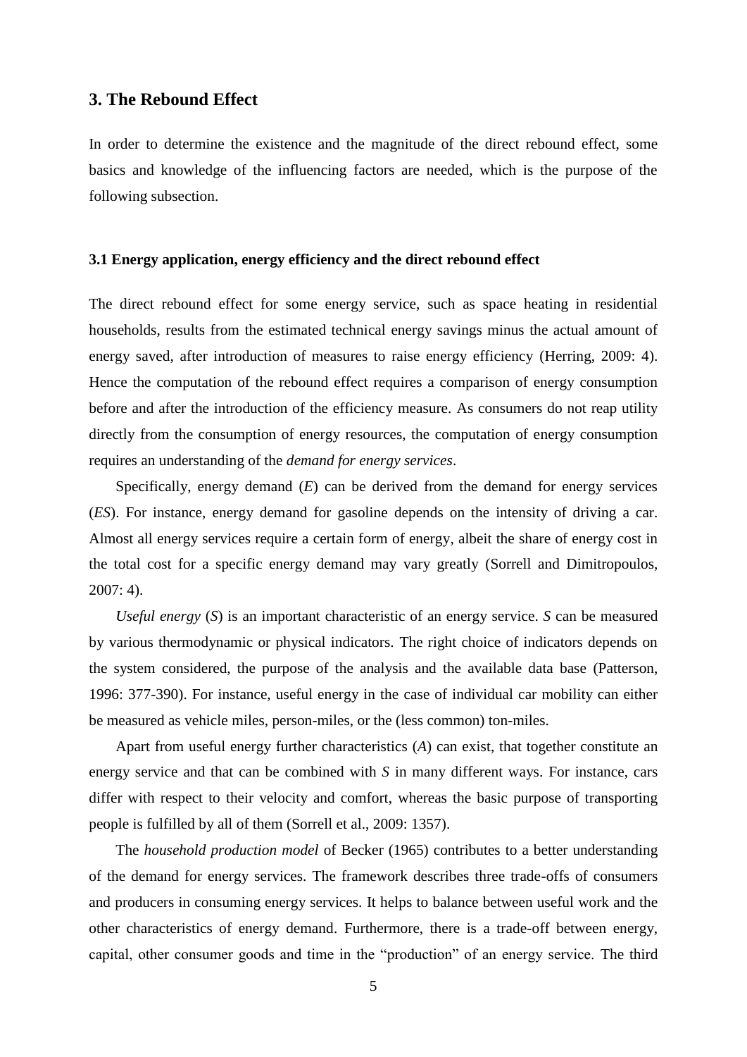## 3. The Rebound Effect

In order to determine the existence and the magnitude of the direct rebound effect, some basics and knowledge of the influencing factors are needed, which is the purpose of the following subsection.

### 3.1 Energy application, energy efficiency and the direct rebound effect

The direct rebound effect for some energy service, such as space heating in residential households, results from the estimated technical energy savings minus the actual amount of energy saved, after introduction of measures to raise energy efficiency (Herring, 2009: 4). Hence the computation of the rebound effect requires a comparison of energy consumption before and after the introduction of the efficiency measure. As consumers do not reap utility directly from the consumption of energy resources, the computation of energy consumption requires an understanding of the *demand for energy services*.

Specifically, energy demand (*E*) can be derived from the demand for energy services (*ES*). For instance, energy demand for gasoline depends on the intensity of driving a car. Almost all energy services require a certain form of energy, albeit the share of energy cost in the total cost for a specific energy demand may vary greatly (Sorrell and Dimitropoulos, 2007: 4).

*Useful energy* (*S*) is an important characteristic of an energy service. *S* can be measured by various thermodynamic or physical indicators. The right choice of indicators depends on the system considered, the purpose of the analysis and the available data base (Patterson, 1996: 377-390). For instance, useful energy in the case of individual car mobility can either be measured as vehicle miles, person-miles, or the (less common) ton-miles.

Apart from useful energy further characteristics (*A*) can exist, that together constitute an energy service and that can be combined with *S* in many different ways. For instance, cars differ with respect to their velocity and comfort, whereas the basic purpose of transporting people is fulfilled by all of them (Sorrell et al., 2009: 1357).

The *household production model* of Becker (1965) contributes to a better understanding of the demand for energy services. The framework describes three trade-offs of consumers and producers in consuming energy services. It helps to balance between useful work and the other characteristics of energy demand. Furthermore, there is a trade-off between energy, capital, other consumer goods and time in the "production" of an energy service. The third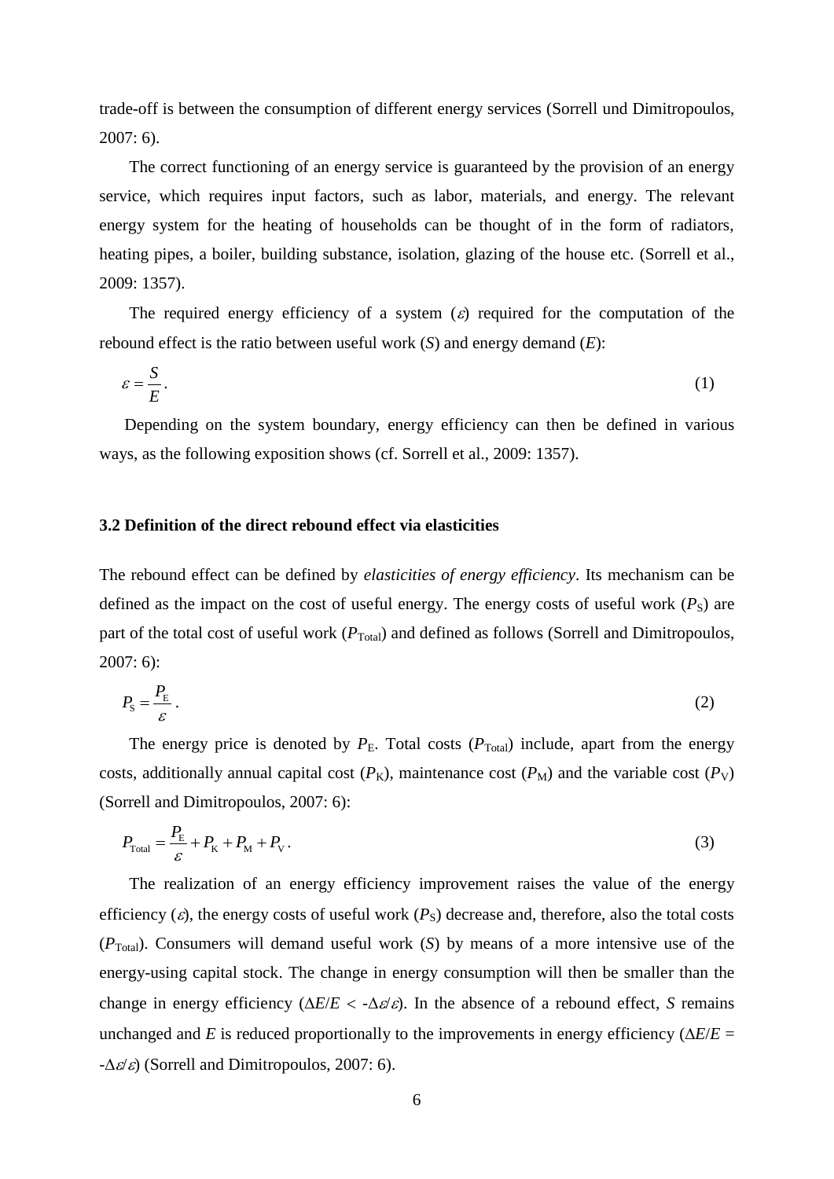trade-off is between the consumption of different energy services (Sorrell und Dimitropoulos, 2007: 6).

The correct functioning of an energy service is guaranteed by the provision of an energy service, which requires input factors, such as labor, materials, and energy. The relevant energy system for the heating of households can be thought of in the form of radiators, heating pipes, a boiler, building substance, isolation, glazing of the house etc. (Sorrell et al., 2009: 1357).

The required energy efficiency of a system ($\varepsilon$) required for the computation of the rebound effect is the ratio between useful work ($S$) and energy demand ($E$):

$$\varepsilon = \frac{S}{E}. \tag{1}$$

Depending on the system boundary, energy efficiency can then be defined in various ways, as the following exposition shows (cf. Sorrell et al., 2009: 1357).

### 3.2 Definition of the direct rebound effect via elasticities

The rebound effect can be defined by *elasticities of energy efficiency*. Its mechanism can be defined as the impact on the cost of useful energy. The energy costs of useful work ($P_S$) are part of the total cost of useful work ($P_{Total}$) and defined as follows (Sorrell and Dimitropoulos, 2007: 6):

$$P_S = \frac{P_E}{\varepsilon}. \tag{2}$$

The energy price is denoted by $P_E$. Total costs ($P_{Total}$) include, apart from the energy costs, additionally annual capital cost ($P_K$), maintenance cost ($P_M$) and the variable cost ($P_V$) (Sorrell and Dimitropoulos, 2007: 6):

$$P_{Total} = \frac{P_E}{\varepsilon} + P_K + P_M + P_V. \tag{3}$$

The realization of an energy efficiency improvement raises the value of the energy efficiency ($\varepsilon$), the energy costs of useful work ($P_S$) decrease and, therefore, also the total costs ($P_{Total}$). Consumers will demand useful work ($S$) by means of a more intensive use of the energy-using capital stock. The change in energy consumption will then be smaller than the change in energy efficiency ($\Delta E/E < -\Delta\varepsilon/\varepsilon$). In the absence of a rebound effect, $S$ remains unchanged and $E$ is reduced proportionally to the improvements in energy efficiency ($\Delta E/E = -\Delta\varepsilon/\varepsilon$) (Sorrell and Dimitropoulos, 2007: 6).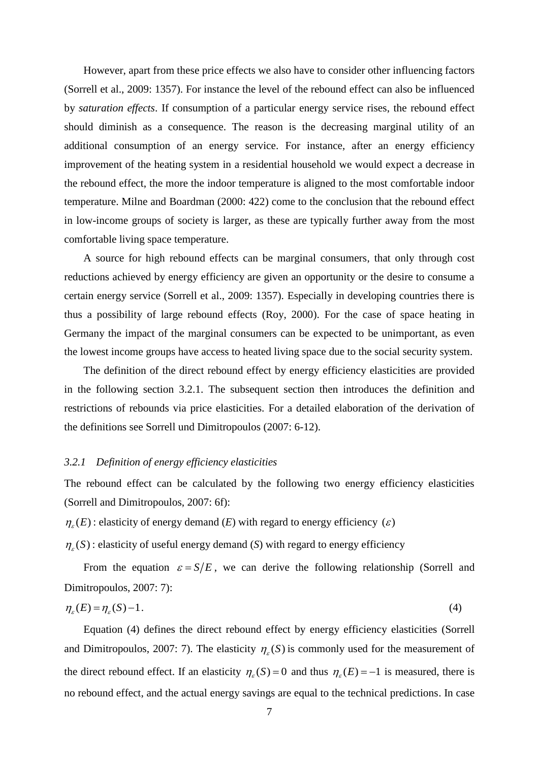However, apart from these price effects we also have to consider other influencing factors (Sorrell et al., 2009: 1357). For instance the level of the rebound effect can also be influenced by *saturation effects*. If consumption of a particular energy service rises, the rebound effect should diminish as a consequence. The reason is the decreasing marginal utility of an additional consumption of an energy service. For instance, after an energy efficiency improvement of the heating system in a residential household we would expect a decrease in the rebound effect, the more the indoor temperature is aligned to the most comfortable indoor temperature. Milne and Boardman (2000: 422) come to the conclusion that the rebound effect in low-income groups of society is larger, as these are typically further away from the most comfortable living space temperature.

A source for high rebound effects can be marginal consumers, that only through cost reductions achieved by energy efficiency are given an opportunity or the desire to consume a certain energy service (Sorrell et al., 2009: 1357). Especially in developing countries there is thus a possibility of large rebound effects (Roy, 2000). For the case of space heating in Germany the impact of the marginal consumers can be expected to be unimportant, as even the lowest income groups have access to heated living space due to the social security system.

The definition of the direct rebound effect by energy efficiency elasticities are provided in the following section 3.2.1. The subsequent section then introduces the definition and restrictions of rebounds via price elasticities. For a detailed elaboration of the derivation of the definitions see Sorrell und Dimitropoulos (2007: 6-12).

### 3.2.1 Definition of energy efficiency elasticities

The rebound effect can be calculated by the following two energy efficiency elasticities (Sorrell and Dimitropoulos, 2007: 6f):

$\eta_{\varepsilon}(E)$: elasticity of energy demand ($E$) with regard to energy efficiency ($\varepsilon$)

$\eta_{\varepsilon}(S)$: elasticity of useful energy demand ($S$) with regard to energy efficiency

From the equation $\varepsilon = S/E$, we can derive the following relationship (Sorrell and Dimitropoulos, 2007: 7):

$$\eta_{\varepsilon}(E) = \eta_{\varepsilon}(S) - 1. \tag{4}$$

Equation (4) defines the direct rebound effect by energy efficiency elasticities (Sorrell and Dimitropoulos, 2007: 7). The elasticity $\eta_{\varepsilon}(S)$ is commonly used for the measurement of the direct rebound effect. If an elasticity $\eta_{\varepsilon}(S) = 0$ and thus $\eta_{\varepsilon}(E) = -1$ is measured, there is no rebound effect, and the actual energy savings are equal to the technical predictions. In case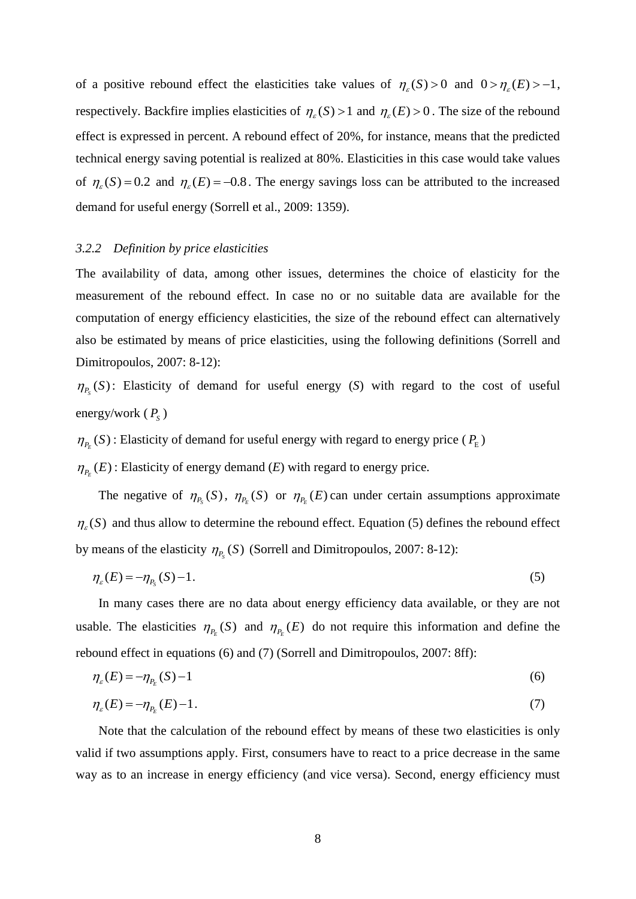of a positive rebound effect the elasticities take values of $\eta_{\varepsilon}(S) > 0$ and $0 > \eta_{\varepsilon}(E) > -1$, respectively. Backfire implies elasticities of $\eta_{\varepsilon}(S) > 1$ and $\eta_{\varepsilon}(E) > 0$. The size of the rebound effect is expressed in percent. A rebound effect of 20%, for instance, means that the predicted technical energy saving potential is realized at 80%. Elasticities in this case would take values of $\eta_{\varepsilon}(S) = 0.2$ and $\eta_{\varepsilon}(E) = -0.8$. The energy savings loss can be attributed to the increased demand for useful energy (Sorrell et al., 2009: 1359).

### *3.2.2 Definition by price elasticities*

The availability of data, among other issues, determines the choice of elasticity for the measurement of the rebound effect. In case no or no suitable data are available for the computation of energy efficiency elasticities, the size of the rebound effect can alternatively also be estimated by means of price elasticities, using the following definitions (Sorrell and Dimitropoulos, 2007: 8-12):

$\eta_{P_S}(S)$: Elasticity of demand for useful energy (*S*) with regard to the cost of useful energy/work ($P_S$)

$\eta_{P_E}(S)$: Elasticity of demand for useful energy with regard to energy price ($P_E$)

$\eta_{P_E}(E)$: Elasticity of energy demand (*E*) with regard to energy price.

The negative of $\eta_{P_S}(S)$, $\eta_{P_E}(S)$ or $\eta_{P_E}(E)$ can under certain assumptions approximate $\eta_{\varepsilon}(S)$ and thus allow to determine the rebound effect. Equation (5) defines the rebound effect by means of the elasticity $\eta_{P_S}(S)$ (Sorrell and Dimitropoulos, 2007: 8-12):

$$\eta_{\varepsilon}(E) = -\eta_{P_S}(S) - 1. \tag{5}$$

In many cases there are no data about energy efficiency data available, or they are not usable. The elasticities $\eta_{P_E}(S)$ and $\eta_{P_E}(E)$ do not require this information and define the rebound effect in equations (6) and (7) (Sorrell and Dimitropoulos, 2007: 8ff):

$$\eta_{\varepsilon}(E) = -\eta_{P_E}(S) - 1 \tag{6}$$

$$\eta_{\varepsilon}(E) = -\eta_{P_E}(E) - 1. \tag{7}$$

Note that the calculation of the rebound effect by means of these two elasticities is only valid if two assumptions apply. First, consumers have to react to a price decrease in the same way as to an increase in energy efficiency (and vice versa). Second, energy efficiency must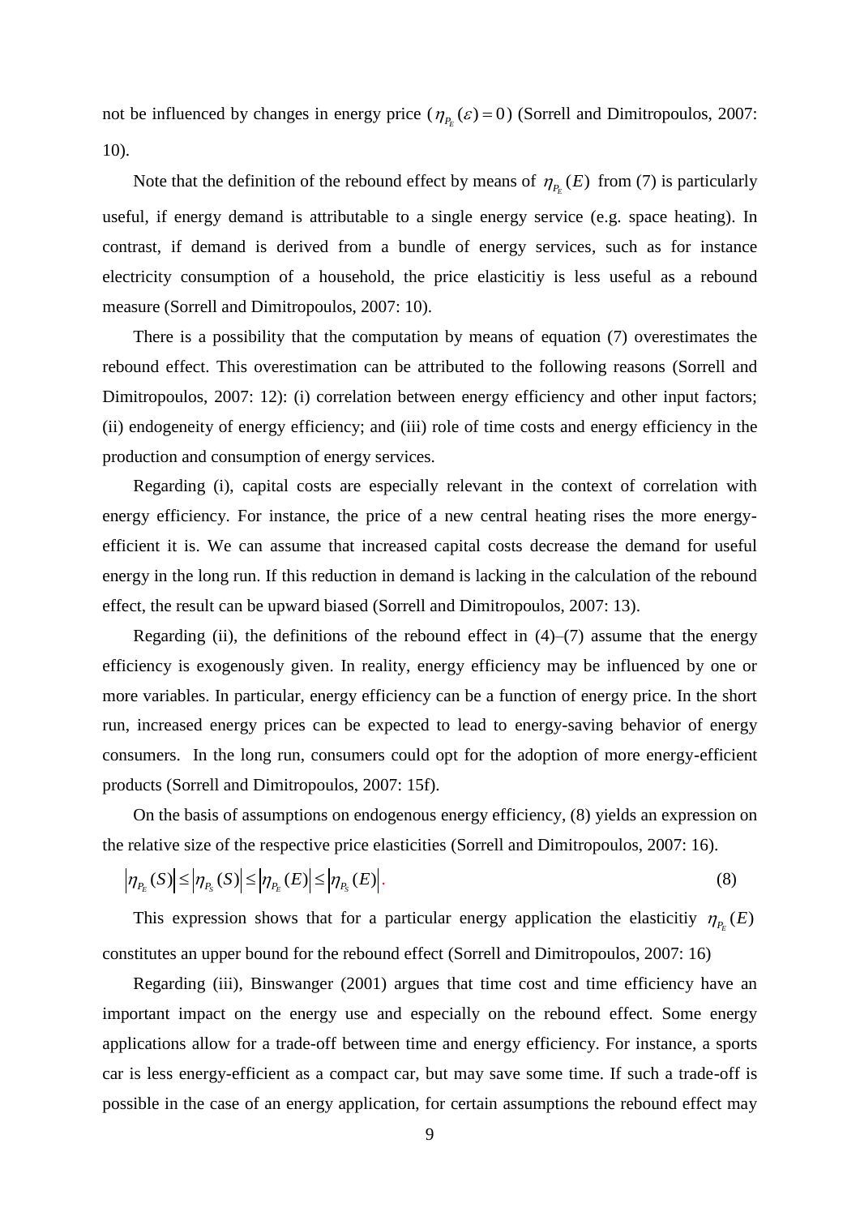not be influenced by changes in energy price ($\eta_{P_E}(\varepsilon) = 0$) (Sorrell and Dimitropoulos, 2007: 10).

Note that the definition of the rebound effect by means of $\eta_{P_E}(E)$ from (7) is particularly useful, if energy demand is attributable to a single energy service (e.g. space heating). In contrast, if demand is derived from a bundle of energy services, such as for instance electricity consumption of a household, the price elasticitiy is less useful as a rebound measure (Sorrell and Dimitropoulos, 2007: 10).

There is a possibility that the computation by means of equation (7) overestimates the rebound effect. This overestimation can be attributed to the following reasons (Sorrell and Dimitropoulos, 2007: 12): (i) correlation between energy efficiency and other input factors; (ii) endogeneity of energy efficiency; and (iii) role of time costs and energy efficiency in the production and consumption of energy services.

Regarding (i), capital costs are especially relevant in the context of correlation with energy efficiency. For instance, the price of a new central heating rises the more energy-efficient it is. We can assume that increased capital costs decrease the demand for useful energy in the long run. If this reduction in demand is lacking in the calculation of the rebound effect, the result can be upward biased (Sorrell and Dimitropoulos, 2007: 13).

Regarding (ii), the definitions of the rebound effect in (4)–(7) assume that the energy efficiency is exogenously given. In reality, energy efficiency may be influenced by one or more variables. In particular, energy efficiency can be a function of energy price. In the short run, increased energy prices can be expected to lead to energy-saving behavior of energy consumers. In the long run, consumers could opt for the adoption of more energy-efficient products (Sorrell and Dimitropoulos, 2007: 15f).

On the basis of assumptions on endogenous energy efficiency, (8) yields an expression on the relative size of the respective price elasticities (Sorrell and Dimitropoulos, 2007: 16).

$$\left|\eta_{P_E}(S)\right| \leq \left|\eta_{P_S}(S)\right| \leq \left|\eta_{P_E}(E)\right| \leq \left|\eta_{P_S}(E)\right|. \tag{8}$$

This expression shows that for a particular energy application the elasticitiy $\eta_{P_E}(E)$ constitutes an upper bound for the rebound effect (Sorrell and Dimitropoulos, 2007: 16)

Regarding (iii), Binswanger (2001) argues that time cost and time efficiency have an important impact on the energy use and especially on the rebound effect. Some energy applications allow for a trade-off between time and energy efficiency. For instance, a sports car is less energy-efficient as a compact car, but may save some time. If such a trade-off is possible in the case of an energy application, for certain assumptions the rebound effect may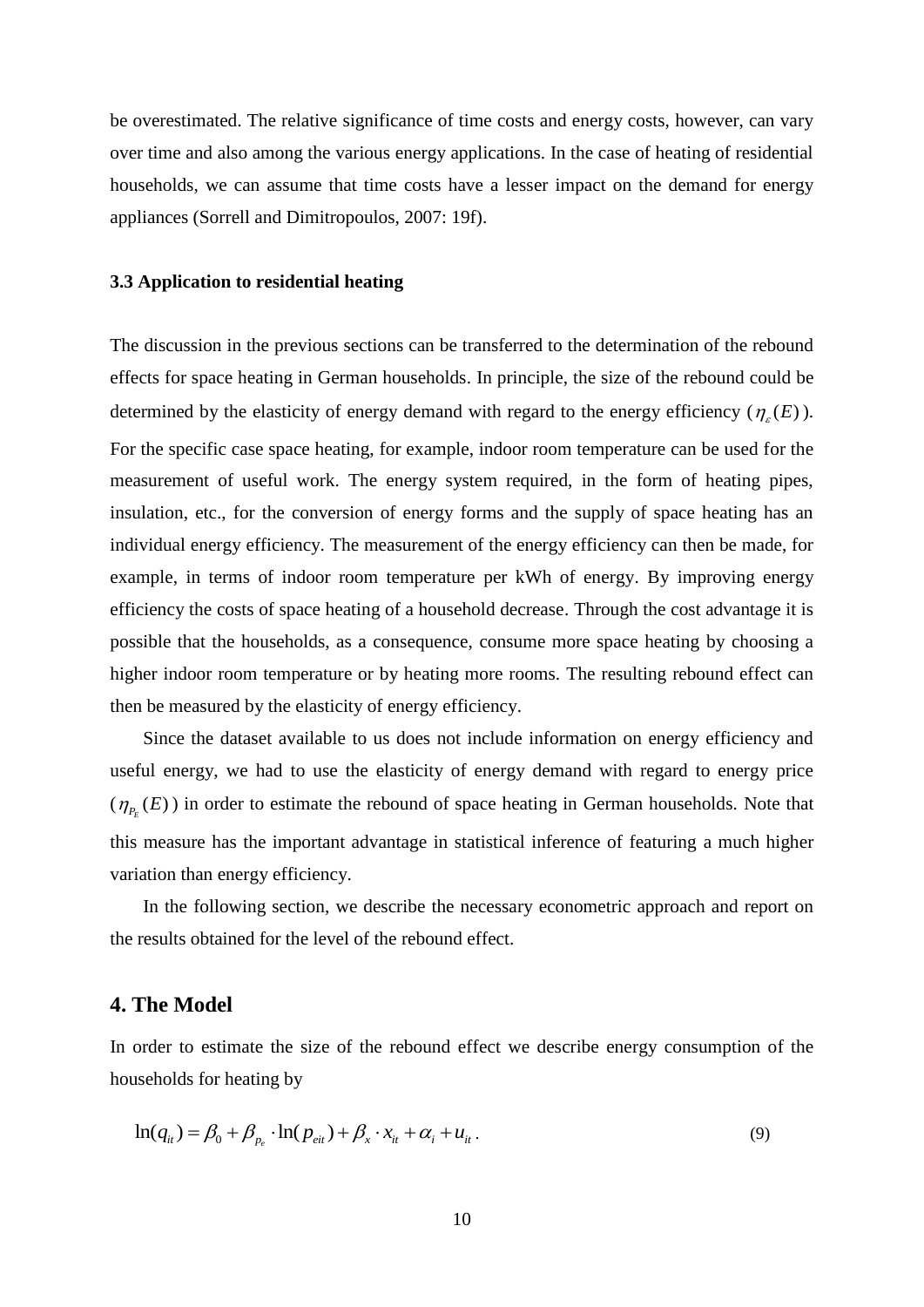be overestimated. The relative significance of time costs and energy costs, however, can vary over time and also among the various energy applications. In the case of heating of residential households, we can assume that time costs have a lesser impact on the demand for energy appliances (Sorrell and Dimitropoulos, 2007: 19f).

### 3.3 Application to residential heating

The discussion in the previous sections can be transferred to the determination of the rebound effects for space heating in German households. In principle, the size of the rebound could be determined by the elasticity of energy demand with regard to the energy efficiency ($\eta_{\varepsilon}(E)$). For the specific case space heating, for example, indoor room temperature can be used for the measurement of useful work. The energy system required, in the form of heating pipes, insulation, etc., for the conversion of energy forms and the supply of space heating has an individual energy efficiency. The measurement of the energy efficiency can then be made, for example, in terms of indoor room temperature per kWh of energy. By improving energy efficiency the costs of space heating of a household decrease. Through the cost advantage it is possible that the households, as a consequence, consume more space heating by choosing a higher indoor room temperature or by heating more rooms. The resulting rebound effect can then be measured by the elasticity of energy efficiency.

Since the dataset available to us does not include information on energy efficiency and useful energy, we had to use the elasticity of energy demand with regard to energy price ($\eta_{P_E}(E)$) in order to estimate the rebound of space heating in German households. Note that this measure has the important advantage in statistical inference of featuring a much higher variation than energy efficiency.

In the following section, we describe the necessary econometric approach and report on the results obtained for the level of the rebound effect.

## 4. The Model

In order to estimate the size of the rebound effect we describe energy consumption of the households for heating by

$$\ln(q_{it}) = \beta_0 + \beta_{p_e} \cdot \ln(p_{eit}) + \beta_x \cdot x_{it} + \alpha_i + u_{it} . \tag{9}$$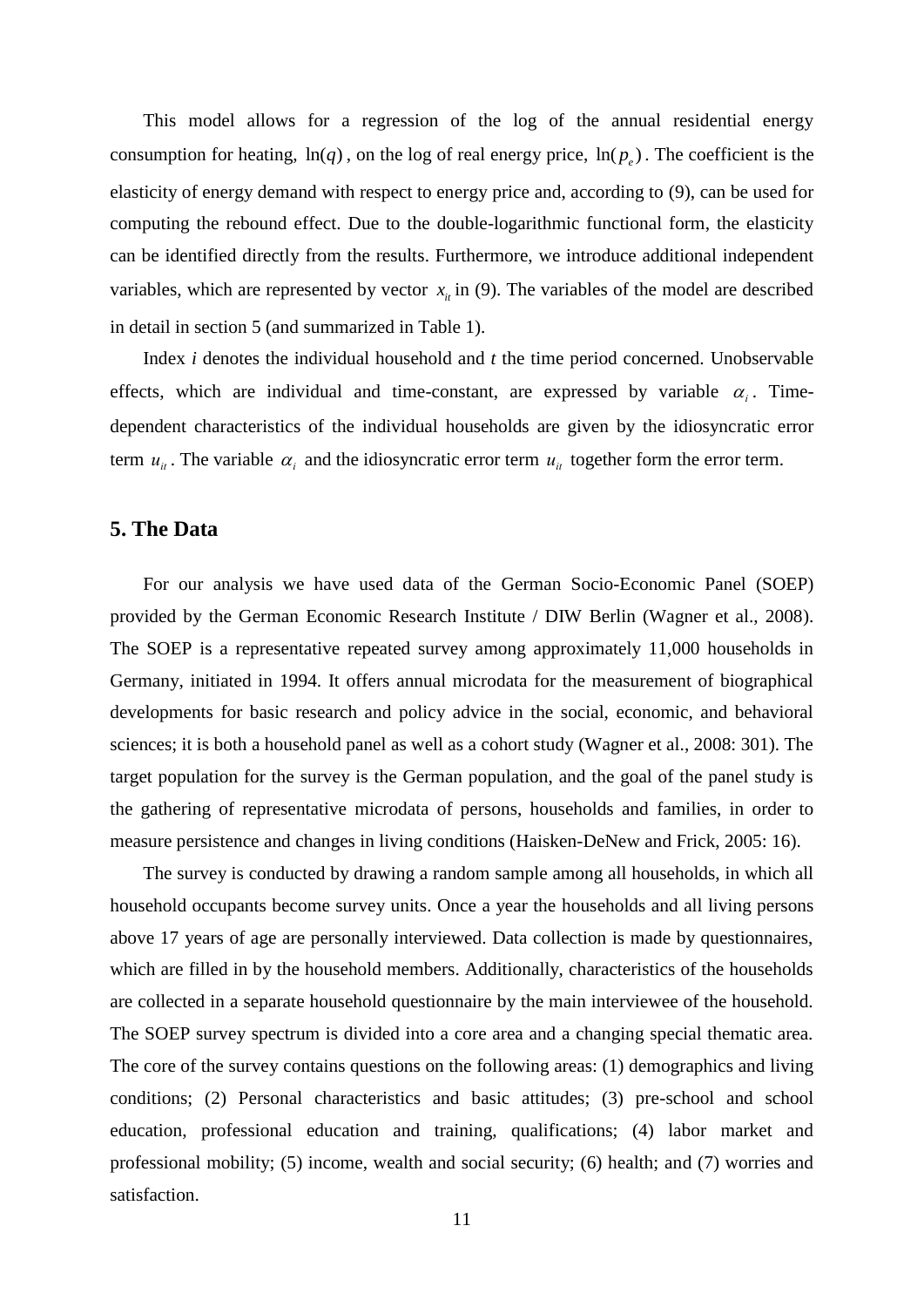This model allows for a regression of the log of the annual residential energy consumption for heating, $\ln(q)$, on the log of real energy price, $\ln(p_e)$. The coefficient is the elasticity of energy demand with respect to energy price and, according to (9), can be used for computing the rebound effect. Due to the double-logarithmic functional form, the elasticity can be identified directly from the results. Furthermore, we introduce additional independent variables, which are represented by vector $x_{it}$ in (9). The variables of the model are described in detail in section 5 (and summarized in Table 1).

Index *i* denotes the individual household and *t* the time period concerned. Unobservable effects, which are individual and time-constant, are expressed by variable $\alpha_i$. Time-dependent characteristics of the individual households are given by the idiosyncratic error term $u_{it}$. The variable $\alpha_i$ and the idiosyncratic error term $u_{it}$ together form the error term.

## 5. The Data

For our analysis we have used data of the German Socio-Economic Panel (SOEP) provided by the German Economic Research Institute / DIW Berlin (Wagner et al., 2008). The SOEP is a representative repeated survey among approximately 11,000 households in Germany, initiated in 1994. It offers annual microdata for the measurement of biographical developments for basic research and policy advice in the social, economic, and behavioral sciences; it is both a household panel as well as a cohort study (Wagner et al., 2008: 301). The target population for the survey is the German population, and the goal of the panel study is the gathering of representative microdata of persons, households and families, in order to measure persistence and changes in living conditions (Haisken-DeNew and Frick, 2005: 16).

The survey is conducted by drawing a random sample among all households, in which all household occupants become survey units. Once a year the households and all living persons above 17 years of age are personally interviewed. Data collection is made by questionnaires, which are filled in by the household members. Additionally, characteristics of the households are collected in a separate household questionnaire by the main interviewee of the household. The SOEP survey spectrum is divided into a core area and a changing special thematic area. The core of the survey contains questions on the following areas: (1) demographics and living conditions; (2) Personal characteristics and basic attitudes; (3) pre-school and school education, professional education and training, qualifications; (4) labor market and professional mobility; (5) income, wealth and social security; (6) health; and (7) worries and satisfaction.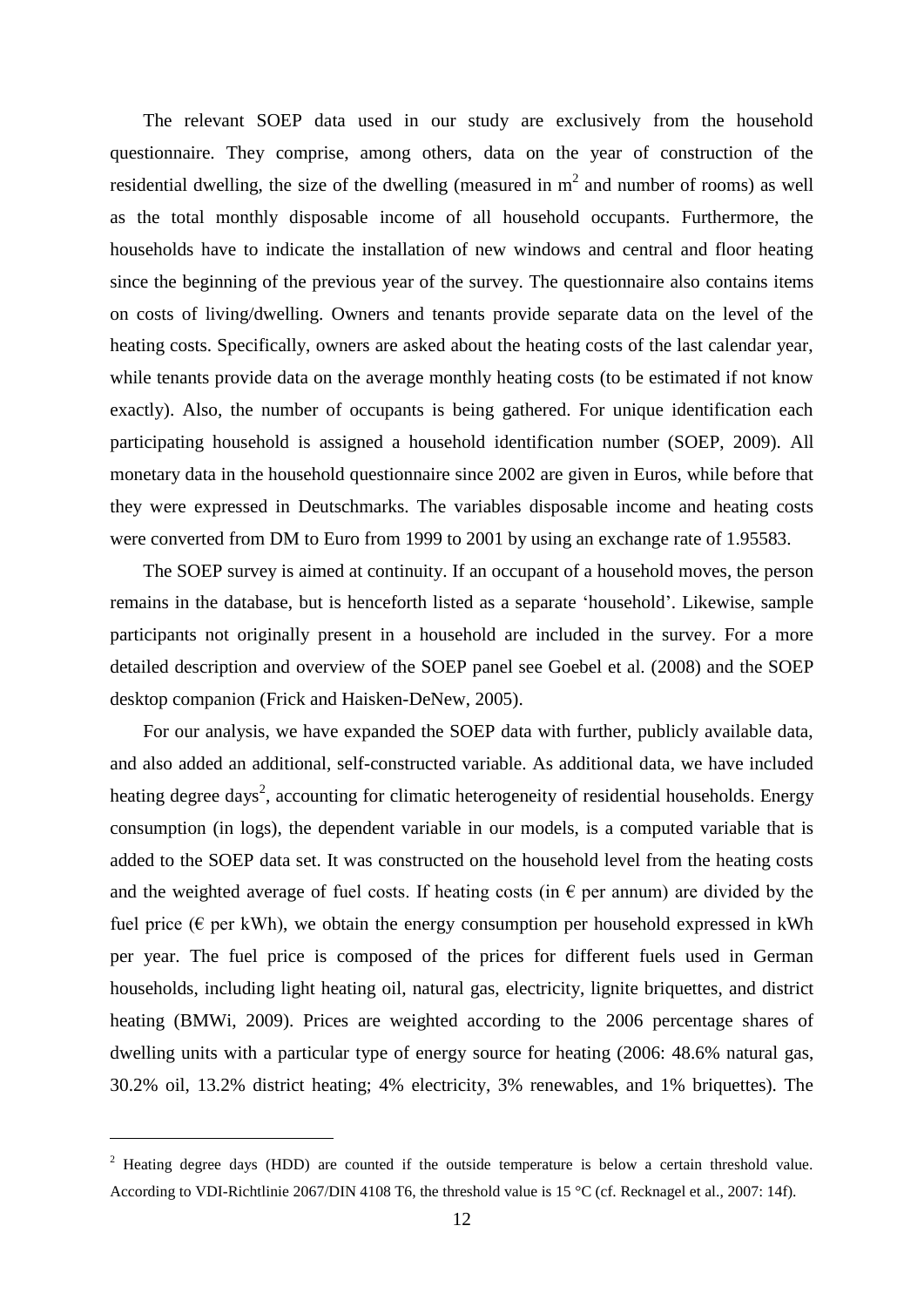The relevant SOEP data used in our study are exclusively from the household questionnaire. They comprise, among others, data on the year of construction of the residential dwelling, the size of the dwelling (measured in $m^2$ and number of rooms) as well as the total monthly disposable income of all household occupants. Furthermore, the households have to indicate the installation of new windows and central and floor heating since the beginning of the previous year of the survey. The questionnaire also contains items on costs of living/dwelling. Owners and tenants provide separate data on the level of the heating costs. Specifically, owners are asked about the heating costs of the last calendar year, while tenants provide data on the average monthly heating costs (to be estimated if not know exactly). Also, the number of occupants is being gathered. For unique identification each participating household is assigned a household identification number (SOEP, 2009). All monetary data in the household questionnaire since 2002 are given in Euros, while before that they were expressed in Deutschmarks. The variables disposable income and heating costs were converted from DM to Euro from 1999 to 2001 by using an exchange rate of 1.95583.

The SOEP survey is aimed at continuity. If an occupant of a household moves, the person remains in the database, but is henceforth listed as a separate 'household'. Likewise, sample participants not originally present in a household are included in the survey. For a more detailed description and overview of the SOEP panel see Goebel et al. (2008) and the SOEP desktop companion (Frick and Haisken-DeNew, 2005).

For our analysis, we have expanded the SOEP data with further, publicly available data, and also added an additional, self-constructed variable. As additional data, we have included heating degree days[2], accounting for climatic heterogeneity of residential households. Energy consumption (in logs), the dependent variable in our models, is a computed variable that is added to the SOEP data set. It was constructed on the household level from the heating costs and the weighted average of fuel costs. If heating costs (in € per annum) are divided by the fuel price (€ per kWh), we obtain the energy consumption per household expressed in kWh per year. The fuel price is composed of the prices for different fuels used in German households, including light heating oil, natural gas, electricity, lignite briquettes, and district heating (BMWi, 2009). Prices are weighted according to the 2006 percentage shares of dwelling units with a particular type of energy source for heating (2006: 48.6% natural gas, 30.2% oil, 13.2% district heating; 4% electricity, 3% renewables, and 1% briquettes). The

[2] Heating degree days (HDD) are counted if the outside temperature is below a certain threshold value. According to VDI-Richtlinie 2067/DIN 4108 T6, the threshold value is 15 °C (cf. Recknagel et al., 2007: 14f).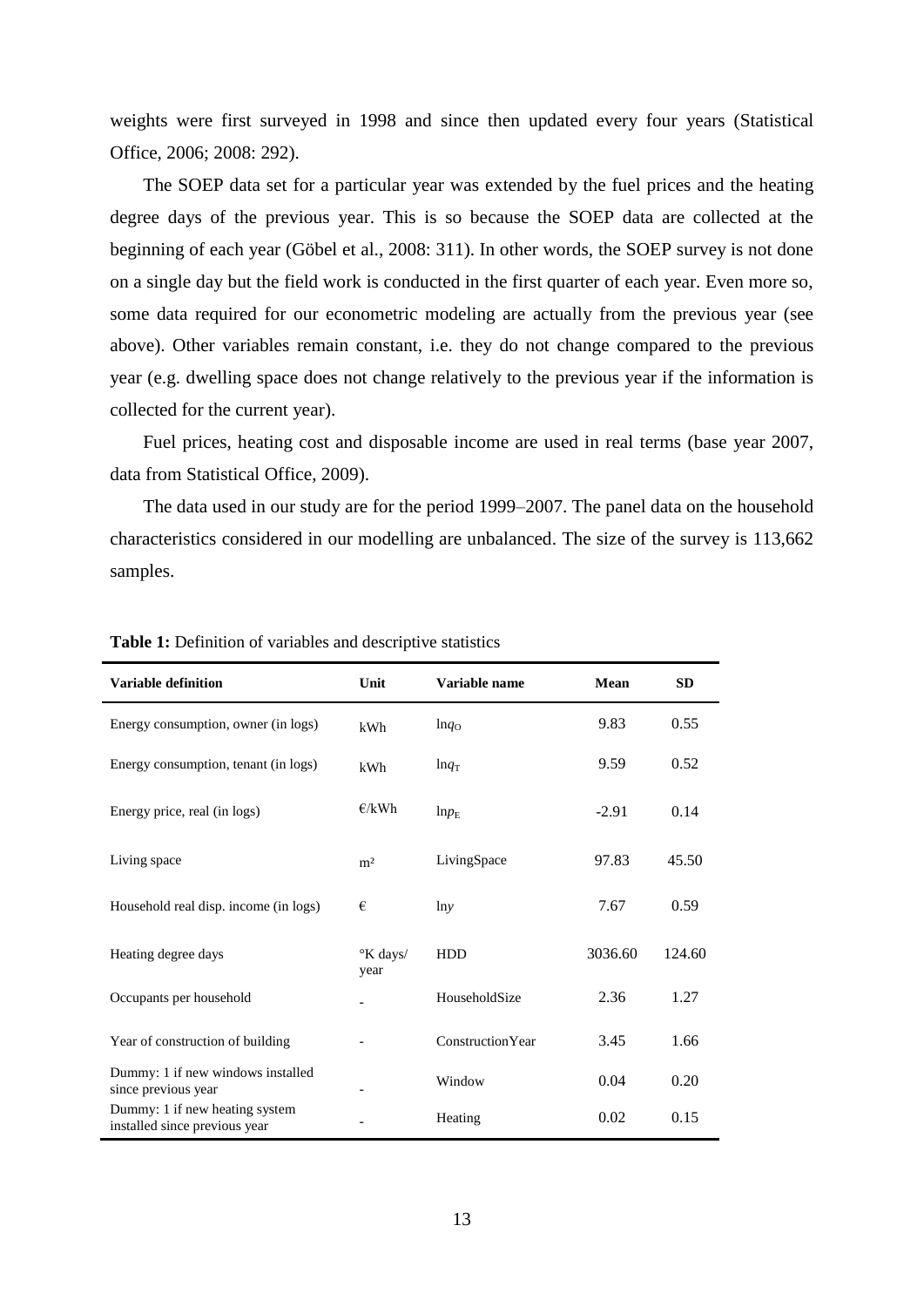weights were first surveyed in 1998 and since then updated every four years (Statistical Office, 2006; 2008: 292).

The SOEP data set for a particular year was extended by the fuel prices and the heating degree days of the previous year. This is so because the SOEP data are collected at the beginning of each year (Göbel et al., 2008: 311). In other words, the SOEP survey is not done on a single day but the field work is conducted in the first quarter of each year. Even more so, some data required for our econometric modeling are actually from the previous year (see above). Other variables remain constant, i.e. they do not change compared to the previous year (e.g. dwelling space does not change relatively to the previous year if the information is collected for the current year).

Fuel prices, heating cost and disposable income are used in real terms (base year 2007, data from Statistical Office, 2009).

The data used in our study are for the period 1999–2007. The panel data on the household characteristics considered in our modelling are unbalanced. The size of the survey is 113,662 samples.

**Table 1:** Definition of variables and descriptive statistics

| Variable definition | Unit | Variable name | Mean | SD |
|---|---|---|---|---|
| Energy consumption, owner (in logs) | kWh | $\ln q_O$ | 9.83 | 0.55 |
| Energy consumption, tenant (in logs) | kWh | $\ln q_T$ | 9.59 | 0.52 |
| Energy price, real (in logs) | €/kWh | $\ln p_E$ | -2.91 | 0.14 |
| Living space | m² | LivingSpace | 97.83 | 45.50 |
| Household real disp. income (in logs) | € | $\ln y$ | 7.67 | 0.59 |
| Heating degree days | °K days/ year | HDD | 3036.60 | 124.60 |
| Occupants per household | - | HouseholdSize | 2.36 | 1.27 |
| Year of construction of building | - | ConstructionYear | 3.45 | 1.66 |
| Dummy: 1 if new windows installed since previous year | - | Window | 0.04 | 0.20 |
| Dummy: 1 if new heating system installed since previous year | - | Heating | 0.02 | 0.15 |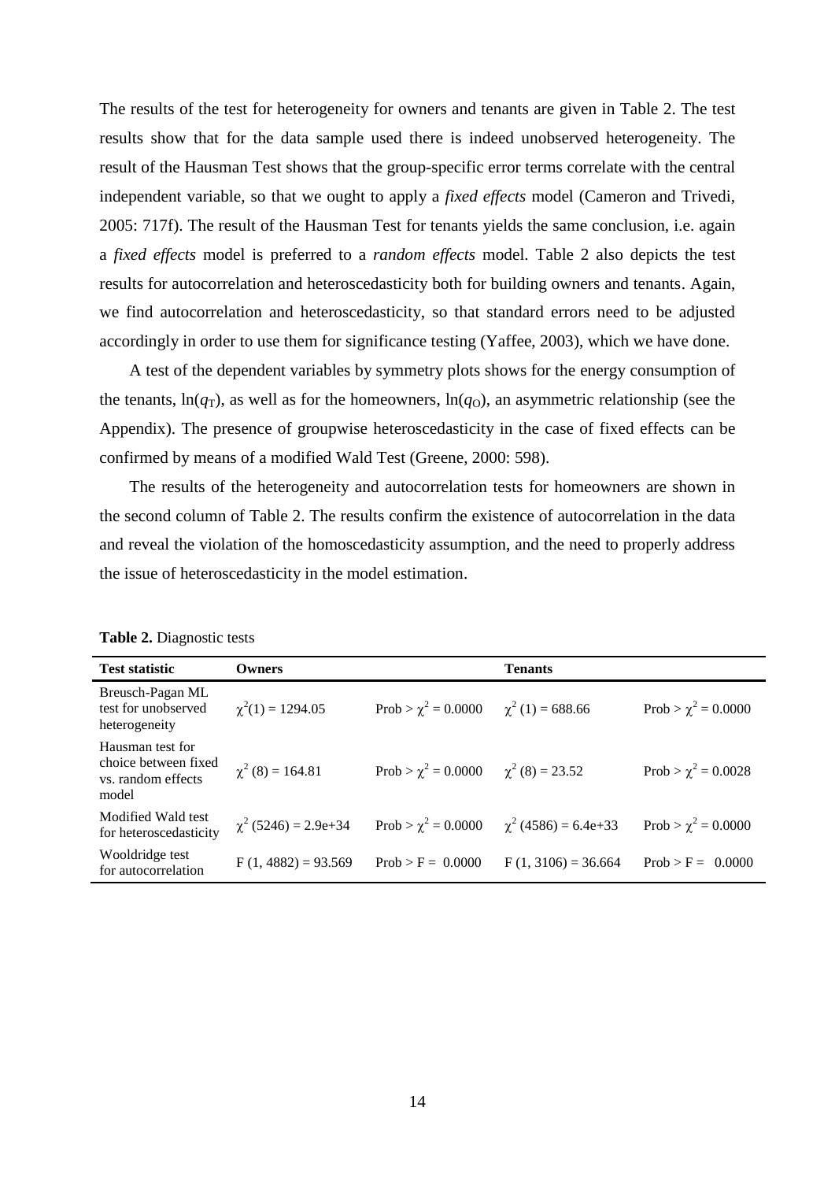The results of the test for heterogeneity for owners and tenants are given in Table 2. The test results show that for the data sample used there is indeed unobserved heterogeneity. The result of the Hausman Test shows that the group-specific error terms correlate with the central independent variable, so that we ought to apply a *fixed effects* model (Cameron and Trivedi, 2005: 717f). The result of the Hausman Test for tenants yields the same conclusion, i.e. again a *fixed effects* model is preferred to a *random effects* model. Table 2 also depicts the test results for autocorrelation and heteroscedasticity both for building owners and tenants. Again, we find autocorrelation and heteroscedasticity, so that standard errors need to be adjusted accordingly in order to use them for significance testing (Yaffee, 2003), which we have done.

A test of the dependent variables by symmetry plots shows for the energy consumption of the tenants, $\ln(q_T)$, as well as for the homeowners, $\ln(q_O)$, an asymmetric relationship (see the Appendix). The presence of groupwise heteroscedasticity in the case of fixed effects can be confirmed by means of a modified Wald Test (Greene, 2000: 598).

The results of the heterogeneity and autocorrelation tests for homeowners are shown in the second column of Table 2. The results confirm the existence of autocorrelation in the data and reveal the violation of the homoscedasticity assumption, and the need to properly address the issue of heteroscedasticity in the model estimation.

**Table 2.** Diagnostic tests

| Test statistic | Owners | | Tenants | |
|---|---|---|---|---|
| Breusch-Pagan ML test for unobserved heterogeneity | $\chi^2(1) = 1294.05$ | Prob > $\chi^2$ = 0.0000 | $\chi^2$ (1) = 688.66 | Prob > $\chi^2$ = 0.0000 |
| Hausman test for choice between fixed vs. random effects model | $\chi^2$ (8) = 164.81 | Prob > $\chi^2$ = 0.0000 | $\chi^2$ (8) = 23.52 | Prob > $\chi^2$ = 0.0028 |
| Modified Wald test for heteroscedasticity | $\chi^2$ (5246) = 2.9e+34 | Prob > $\chi^2$ = 0.0000 | $\chi^2$ (4586) = 6.4e+33 | Prob > $\chi^2$ = 0.0000 |
| Wooldridge test for autocorrelation | F (1, 4882) = 93.569 | Prob > F = 0.0000 | F (1, 3106) = 36.664 | Prob > F = 0.0000 |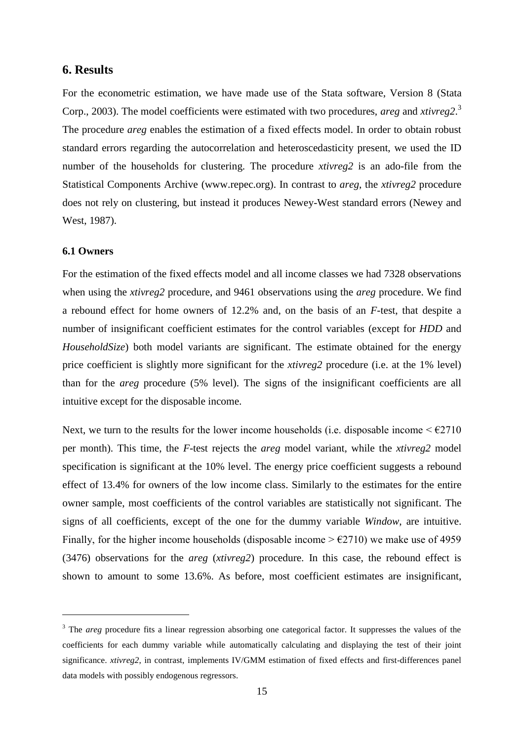## 6. Results

For the econometric estimation, we have made use of the Stata software, Version 8 (Stata Corp., 2003). The model coefficients were estimated with two procedures, *areg* and *xtivreg2*.[3] The procedure *areg* enables the estimation of a fixed effects model. In order to obtain robust standard errors regarding the autocorrelation and heteroscedasticity present, we used the ID number of the households for clustering. The procedure *xtivreg2* is an ado-file from the Statistical Components Archive (www.repec.org). In contrast to *areg*, the *xtivreg2* procedure does not rely on clustering, but instead it produces Newey-West standard errors (Newey and West, 1987).

### 6.1 Owners

For the estimation of the fixed effects model and all income classes we had 7328 observations when using the *xtivreg2* procedure, and 9461 observations using the *areg* procedure. We find a rebound effect for home owners of 12.2% and, on the basis of an *F*-test, that despite a number of insignificant coefficient estimates for the control variables (except for *HDD* and *HouseholdSize*) both model variants are significant. The estimate obtained for the energy price coefficient is slightly more significant for the *xtivreg2* procedure (i.e. at the 1% level) than for the *areg* procedure (5% level). The signs of the insignificant coefficients are all intuitive except for the disposable income.

Next, we turn to the results for the lower income households (i.e. disposable income < €2710 per month). This time, the *F*-test rejects the *areg* model variant, while the *xtivreg2* model specification is significant at the 10% level. The energy price coefficient suggests a rebound effect of 13.4% for owners of the low income class. Similarly to the estimates for the entire owner sample, most coefficients of the control variables are statistically not significant. The signs of all coefficients, except of the one for the dummy variable *Window*, are intuitive. Finally, for the higher income households (disposable income > €2710) we make use of 4959 (3476) observations for the *areg* (*xtivreg2*) procedure. In this case, the rebound effect is shown to amount to some 13.6%. As before, most coefficient estimates are insignificant,

[3] The *areg* procedure fits a linear regression absorbing one categorical factor. It suppresses the values of the coefficients for each dummy variable while automatically calculating and displaying the test of their joint significance. *xtivreg2*, in contrast, implements IV/GMM estimation of fixed effects and first-differences panel data models with possibly endogenous regressors.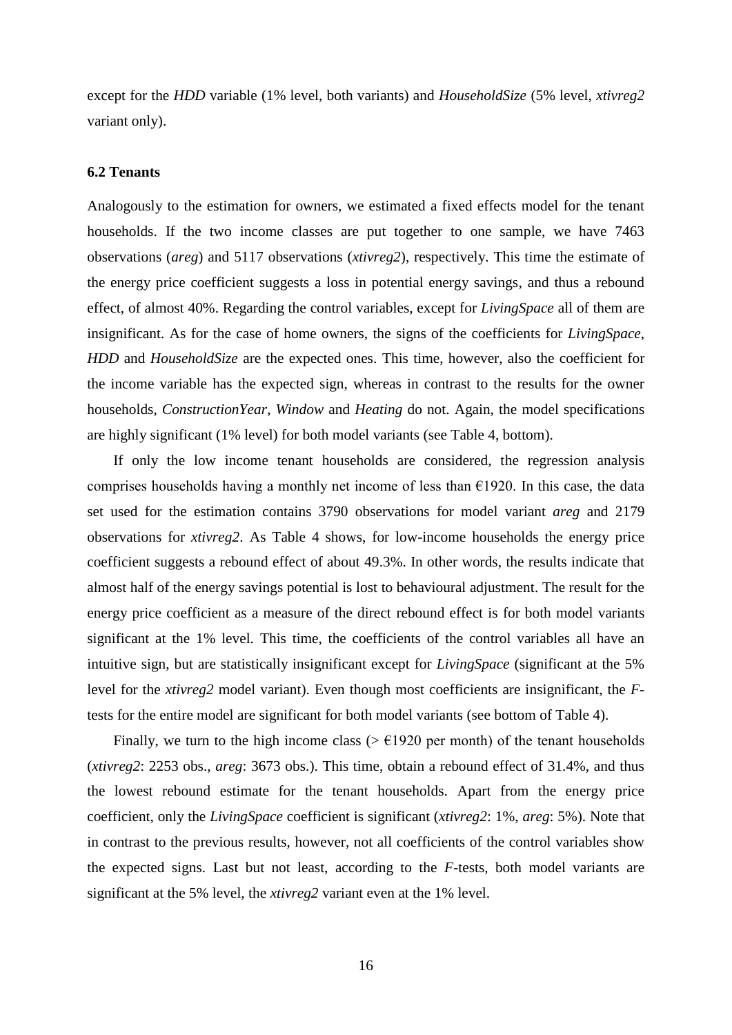except for the *HDD* variable (1% level, both variants) and *HouseholdSize* (5% level, *xtivreg2* variant only).

### 6.2 Tenants

Analogously to the estimation for owners, we estimated a fixed effects model for the tenant households. If the two income classes are put together to one sample, we have 7463 observations (*areg*) and 5117 observations (*xtivreg2*), respectively. This time the estimate of the energy price coefficient suggests a loss in potential energy savings, and thus a rebound effect, of almost 40%. Regarding the control variables, except for *LivingSpace* all of them are insignificant. As for the case of home owners, the signs of the coefficients for *LivingSpace*, *HDD* and *HouseholdSize* are the expected ones. This time, however, also the coefficient for the income variable has the expected sign, whereas in contrast to the results for the owner households, *ConstructionYear*, *Window* and *Heating* do not. Again, the model specifications are highly significant (1% level) for both model variants (see Table 4, bottom).

If only the low income tenant households are considered, the regression analysis comprises households having a monthly net income of less than €1920. In this case, the data set used for the estimation contains 3790 observations for model variant *areg* and 2179 observations for *xtivreg2*. As Table 4 shows, for low-income households the energy price coefficient suggests a rebound effect of about 49.3%. In other words, the results indicate that almost half of the energy savings potential is lost to behavioural adjustment. The result for the energy price coefficient as a measure of the direct rebound effect is for both model variants significant at the 1% level. This time, the coefficients of the control variables all have an intuitive sign, but are statistically insignificant except for *LivingSpace* (significant at the 5% level for the *xtivreg2* model variant). Even though most coefficients are insignificant, the *F*-tests for the entire model are significant for both model variants (see bottom of Table 4).

Finally, we turn to the high income class (> €1920 per month) of the tenant households (*xtivreg2*: 2253 obs., *areg*: 3673 obs.). This time, obtain a rebound effect of 31.4%, and thus the lowest rebound estimate for the tenant households. Apart from the energy price coefficient, only the *LivingSpace* coefficient is significant (*xtivreg2*: 1%, *areg*: 5%). Note that in contrast to the previous results, however, not all coefficients of the control variables show the expected signs. Last but not least, according to the *F*-tests, both model variants are significant at the 5% level, the *xtivreg2* variant even at the 1% level.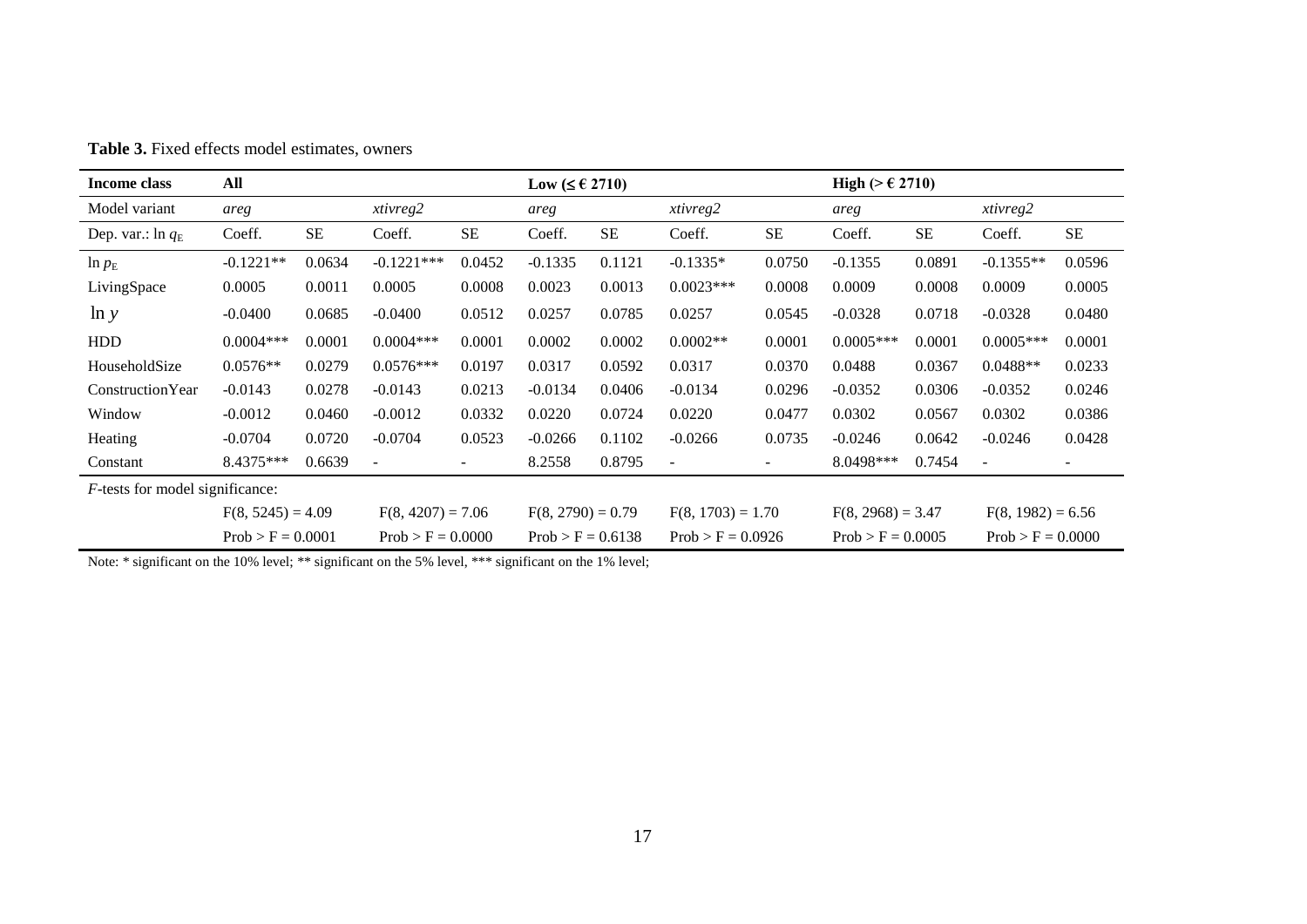**Table 3.** Fixed effects model estimates, owners

| Income class | All | | | | Low (≤ € 2710) | | | | High (> € 2710) | | | |
|---|---|---|---|---|---|---|---|---|---|---|---|---|
| Model variant | *areg* | | *xtivreg2* | | *areg* | | *xtivreg2* | | *areg* | | *xtivreg2* | |
| Dep. var.: $\ln q_E$ | Coeff. | SE | Coeff. | SE | Coeff. | SE | Coeff. | SE | Coeff. | SE | Coeff. | SE |
| $\ln p_E$ | -0.1221** | 0.0634 | -0.1221*** | 0.0452 | -0.1335 | 0.1121 | -0.1335* | 0.0750 | -0.1355 | 0.0891 | -0.1355** | 0.0596 |
| LivingSpace | 0.0005 | 0.0011 | 0.0005 | 0.0008 | 0.0023 | 0.0013 | 0.0023*** | 0.0008 | 0.0009 | 0.0008 | 0.0009 | 0.0005 |
| $\ln y$ | -0.0400 | 0.0685 | -0.0400 | 0.0512 | 0.0257 | 0.0785 | 0.0257 | 0.0545 | -0.0328 | 0.0718 | -0.0328 | 0.0480 |
| HDD | 0.0004*** | 0.0001 | 0.0004*** | 0.0001 | 0.0002 | 0.0002 | 0.0002** | 0.0001 | 0.0005*** | 0.0001 | 0.0005*** | 0.0001 |
| HouseholdSize | 0.0576** | 0.0279 | 0.0576*** | 0.0197 | 0.0317 | 0.0592 | 0.0317 | 0.0370 | 0.0488 | 0.0367 | 0.0488** | 0.0233 |
| ConstructionYear | -0.0143 | 0.0278 | -0.0143 | 0.0213 | -0.0134 | 0.0406 | -0.0134 | 0.0296 | -0.0352 | 0.0306 | -0.0352 | 0.0246 |
| Window | -0.0012 | 0.0460 | -0.0012 | 0.0332 | 0.0220 | 0.0724 | 0.0220 | 0.0477 | 0.0302 | 0.0567 | 0.0302 | 0.0386 |
| Heating | -0.0704 | 0.0720 | -0.0704 | 0.0523 | -0.0266 | 0.1102 | -0.0266 | 0.0735 | -0.0246 | 0.0642 | -0.0246 | 0.0428 |
| Constant | 8.4375*** | 0.6639 | - | - | 8.2558 | 0.8795 | - | - | 8.0498*** | 0.7454 | - | - |
| *F*-tests for model significance: | | | | | | | | | | | | |
| | $F(8, 5245) = 4.09$ | | $F(8, 4207) = 7.06$ | | $F(8, 2790) = 0.79$ | | $F(8, 1703) = 1.70$ | | $F(8, 2968) = 3.47$ | | $F(8, 1982) = 6.56$ | |
| | $Prob > F = 0.0001$ | | $Prob > F = 0.0000$ | | $Prob > F = 0.6138$ | | $Prob > F = 0.0926$ | | $Prob > F = 0.0005$ | | $Prob > F = 0.0000$ | |

Note: * significant on the 10% level; ** significant on the 5% level, *** significant on the 1% level;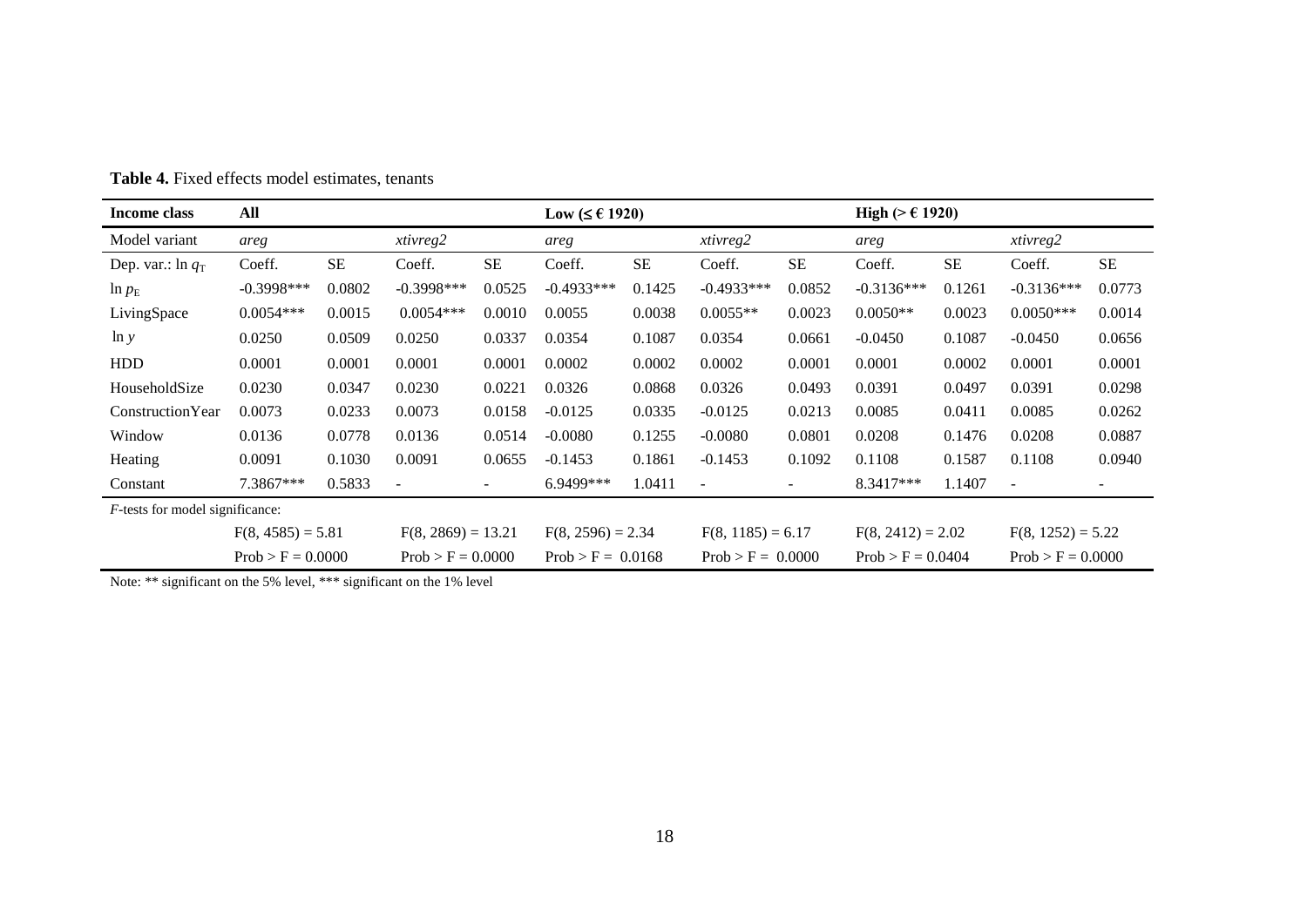**Table 4.** Fixed effects model estimates, tenants

| Income class | All | | | | Low (≤ € 1920) | | | | High (> € 1920) | | | |
|---|---|---|---|---|---|---|---|---|---|---|---|---|
| Model variant | *areg* | | *xtivreg2* | | *areg* | | *xtivreg2* | | *areg* | | *xtivreg2* | |
| Dep. var.: $\ln q_T$ | Coeff. | SE | Coeff. | SE | Coeff. | SE | Coeff. | SE | Coeff. | SE | Coeff. | SE |
| $\ln p_E$ | -0.3998*** | 0.0802 | -0.3998*** | 0.0525 | -0.4933*** | 0.1425 | -0.4933*** | 0.0852 | -0.3136*** | 0.1261 | -0.3136*** | 0.0773 |
| LivingSpace | 0.0054*** | 0.0015 | 0.0054*** | 0.0010 | 0.0055 | 0.0038 | 0.0055** | 0.0023 | 0.0050** | 0.0023 | 0.0050*** | 0.0014 |
| $\ln y$ | 0.0250 | 0.0509 | 0.0250 | 0.0337 | 0.0354 | 0.1087 | 0.0354 | 0.0661 | -0.0450 | 0.1087 | -0.0450 | 0.0656 |
| HDD | 0.0001 | 0.0001 | 0.0001 | 0.0001 | 0.0002 | 0.0002 | 0.0002 | 0.0001 | 0.0001 | 0.0002 | 0.0001 | 0.0001 |
| HouseholdSize | 0.0230 | 0.0347 | 0.0230 | 0.0221 | 0.0326 | 0.0868 | 0.0326 | 0.0493 | 0.0391 | 0.0497 | 0.0391 | 0.0298 |
| ConstructionYear | 0.0073 | 0.0233 | 0.0073 | 0.0158 | -0.0125 | 0.0335 | -0.0125 | 0.0213 | 0.0085 | 0.0411 | 0.0085 | 0.0262 |
| Window | 0.0136 | 0.0778 | 0.0136 | 0.0514 | -0.0080 | 0.1255 | -0.0080 | 0.0801 | 0.0208 | 0.1476 | 0.0208 | 0.0887 |
| Heating | 0.0091 | 0.1030 | 0.0091 | 0.0655 | -0.1453 | 0.1861 | -0.1453 | 0.1092 | 0.1108 | 0.1587 | 0.1108 | 0.0940 |
| Constant | 7.3867*** | 0.5833 | - | - | 6.9499*** | 1.0411 | - | - | 8.3417*** | 1.1407 | - | - |
| *F*-tests for model significance: | | | | | | | | | | | | |
| | F(8, 4585) = 5.81 | | F(8, 2869) = 13.21 | | F(8, 2596) = 2.34 | | F(8, 1185) = 6.17 | | F(8, 2412) = 2.02 | | F(8, 1252) = 5.22 | |
| | Prob > F = 0.0000 | | Prob > F = 0.0000 | | Prob > F = 0.0168 | | Prob > F = 0.0000 | | Prob > F = 0.0404 | | Prob > F = 0.0000 | |

Note: ** significant on the 5% level, *** significant on the 1% level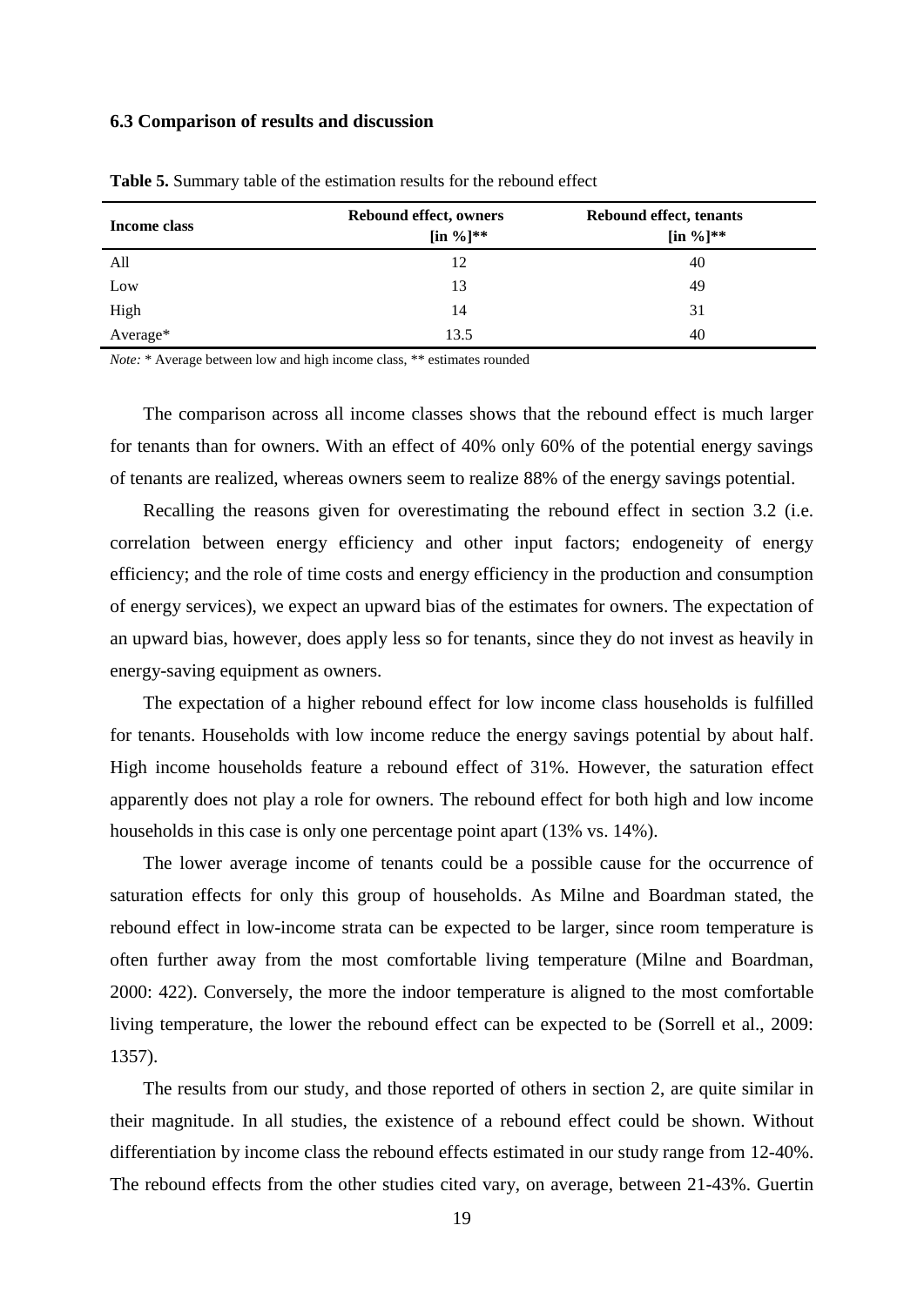### 6.3 Comparison of results and discussion

**Table 5.** Summary table of the estimation results for the rebound effect

| Income class | Rebound effect, owners [in %]** | Rebound effect, tenants [in %]** |
|---|---|---|
| All | 12 | 40 |
| Low | 13 | 49 |
| High | 14 | 31 |
| Average* | 13.5 | 40 |

*Note:* * Average between low and high income class, ** estimates rounded

The comparison across all income classes shows that the rebound effect is much larger for tenants than for owners. With an effect of 40% only 60% of the potential energy savings of tenants are realized, whereas owners seem to realize 88% of the energy savings potential.

Recalling the reasons given for overestimating the rebound effect in section 3.2 (i.e. correlation between energy efficiency and other input factors; endogeneity of energy efficiency; and the role of time costs and energy efficiency in the production and consumption of energy services), we expect an upward bias of the estimates for owners. The expectation of an upward bias, however, does apply less so for tenants, since they do not invest as heavily in energy-saving equipment as owners.

The expectation of a higher rebound effect for low income class households is fulfilled for tenants. Households with low income reduce the energy savings potential by about half. High income households feature a rebound effect of 31%. However, the saturation effect apparently does not play a role for owners. The rebound effect for both high and low income households in this case is only one percentage point apart (13% vs. 14%).

The lower average income of tenants could be a possible cause for the occurrence of saturation effects for only this group of households. As Milne and Boardman stated, the rebound effect in low-income strata can be expected to be larger, since room temperature is often further away from the most comfortable living temperature (Milne and Boardman, 2000: 422). Conversely, the more the indoor temperature is aligned to the most comfortable living temperature, the lower the rebound effect can be expected to be (Sorrell et al., 2009: 1357).

The results from our study, and those reported of others in section 2, are quite similar in their magnitude. In all studies, the existence of a rebound effect could be shown. Without differentiation by income class the rebound effects estimated in our study range from 12-40%. The rebound effects from the other studies cited vary, on average, between 21-43%. Guertin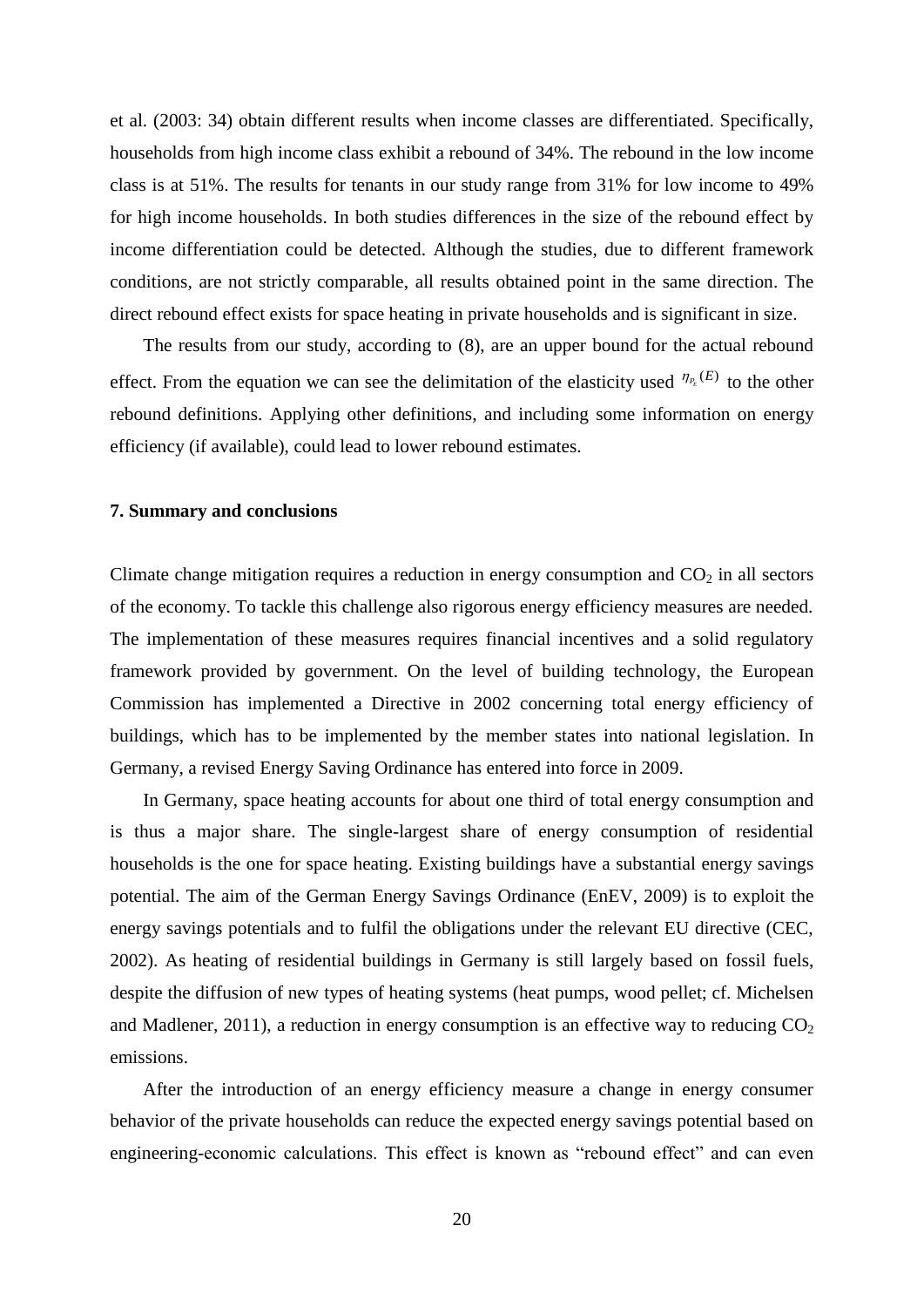et al. (2003: 34) obtain different results when income classes are differentiated. Specifically, households from high income class exhibit a rebound of 34%. The rebound in the low income class is at 51%. The results for tenants in our study range from 31% for low income to 49% for high income households. In both studies differences in the size of the rebound effect by income differentiation could be detected. Although the studies, due to different framework conditions, are not strictly comparable, all results obtained point in the same direction. The direct rebound effect exists for space heating in private households and is significant in size.

The results from our study, according to (8), are an upper bound for the actual rebound effect. From the equation we can see the delimitation of the elasticity used $\eta_{P_E}(E)$ to the other rebound definitions. Applying other definitions, and including some information on energy efficiency (if available), could lead to lower rebound estimates.

## 7. Summary and conclusions

Climate change mitigation requires a reduction in energy consumption and $CO_2$ in all sectors of the economy. To tackle this challenge also rigorous energy efficiency measures are needed. The implementation of these measures requires financial incentives and a solid regulatory framework provided by government. On the level of building technology, the European Commission has implemented a Directive in 2002 concerning total energy efficiency of buildings, which has to be implemented by the member states into national legislation. In Germany, a revised Energy Saving Ordinance has entered into force in 2009.

In Germany, space heating accounts for about one third of total energy consumption and is thus a major share. The single-largest share of energy consumption of residential households is the one for space heating. Existing buildings have a substantial energy savings potential. The aim of the German Energy Savings Ordinance (EnEV, 2009) is to exploit the energy savings potentials and to fulfil the obligations under the relevant EU directive (CEC, 2002). As heating of residential buildings in Germany is still largely based on fossil fuels, despite the diffusion of new types of heating systems (heat pumps, wood pellet; cf. Michelsen and Madlener, 2011), a reduction in energy consumption is an effective way to reducing $CO_2$ emissions.

After the introduction of an energy efficiency measure a change in energy consumer behavior of the private households can reduce the expected energy savings potential based on engineering-economic calculations. This effect is known as "rebound effect" and can even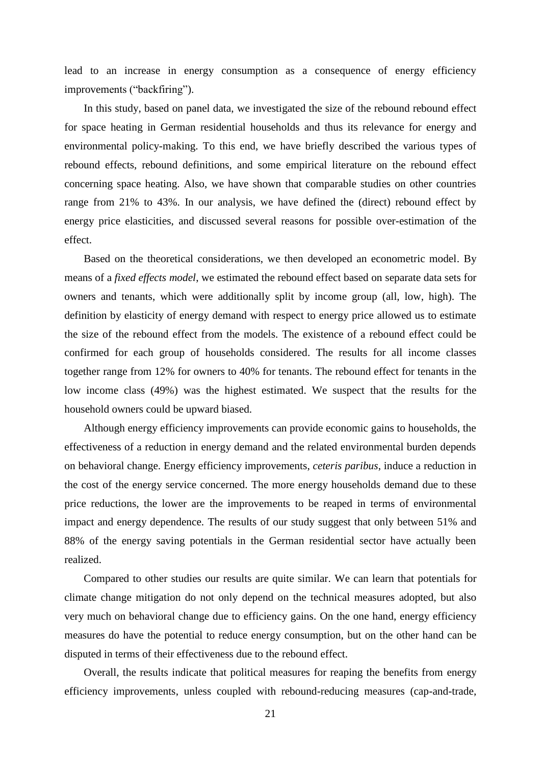lead to an increase in energy consumption as a consequence of energy efficiency improvements (“backfiring”).

In this study, based on panel data, we investigated the size of the rebound rebound effect for space heating in German residential households and thus its relevance for energy and environmental policy-making. To this end, we have briefly described the various types of rebound effects, rebound definitions, and some empirical literature on the rebound effect concerning space heating. Also, we have shown that comparable studies on other countries range from 21% to 43%. In our analysis, we have defined the (direct) rebound effect by energy price elasticities, and discussed several reasons for possible over-estimation of the effect.

Based on the theoretical considerations, we then developed an econometric model. By means of a *fixed effects model*, we estimated the rebound effect based on separate data sets for owners and tenants, which were additionally split by income group (all, low, high). The definition by elasticity of energy demand with respect to energy price allowed us to estimate the size of the rebound effect from the models. The existence of a rebound effect could be confirmed for each group of households considered. The results for all income classes together range from 12% for owners to 40% for tenants. The rebound effect for tenants in the low income class (49%) was the highest estimated. We suspect that the results for the household owners could be upward biased.

Although energy efficiency improvements can provide economic gains to households, the effectiveness of a reduction in energy demand and the related environmental burden depends on behavioral change. Energy efficiency improvements, *ceteris paribus*, induce a reduction in the cost of the energy service concerned. The more energy households demand due to these price reductions, the lower are the improvements to be reaped in terms of environmental impact and energy dependence. The results of our study suggest that only between 51% and 88% of the energy saving potentials in the German residential sector have actually been realized.

Compared to other studies our results are quite similar. We can learn that potentials for climate change mitigation do not only depend on the technical measures adopted, but also very much on behavioral change due to efficiency gains. On the one hand, energy efficiency measures do have the potential to reduce energy consumption, but on the other hand can be disputed in terms of their effectiveness due to the rebound effect.

Overall, the results indicate that political measures for reaping the benefits from energy efficiency improvements, unless coupled with rebound-reducing measures (cap-and-trade,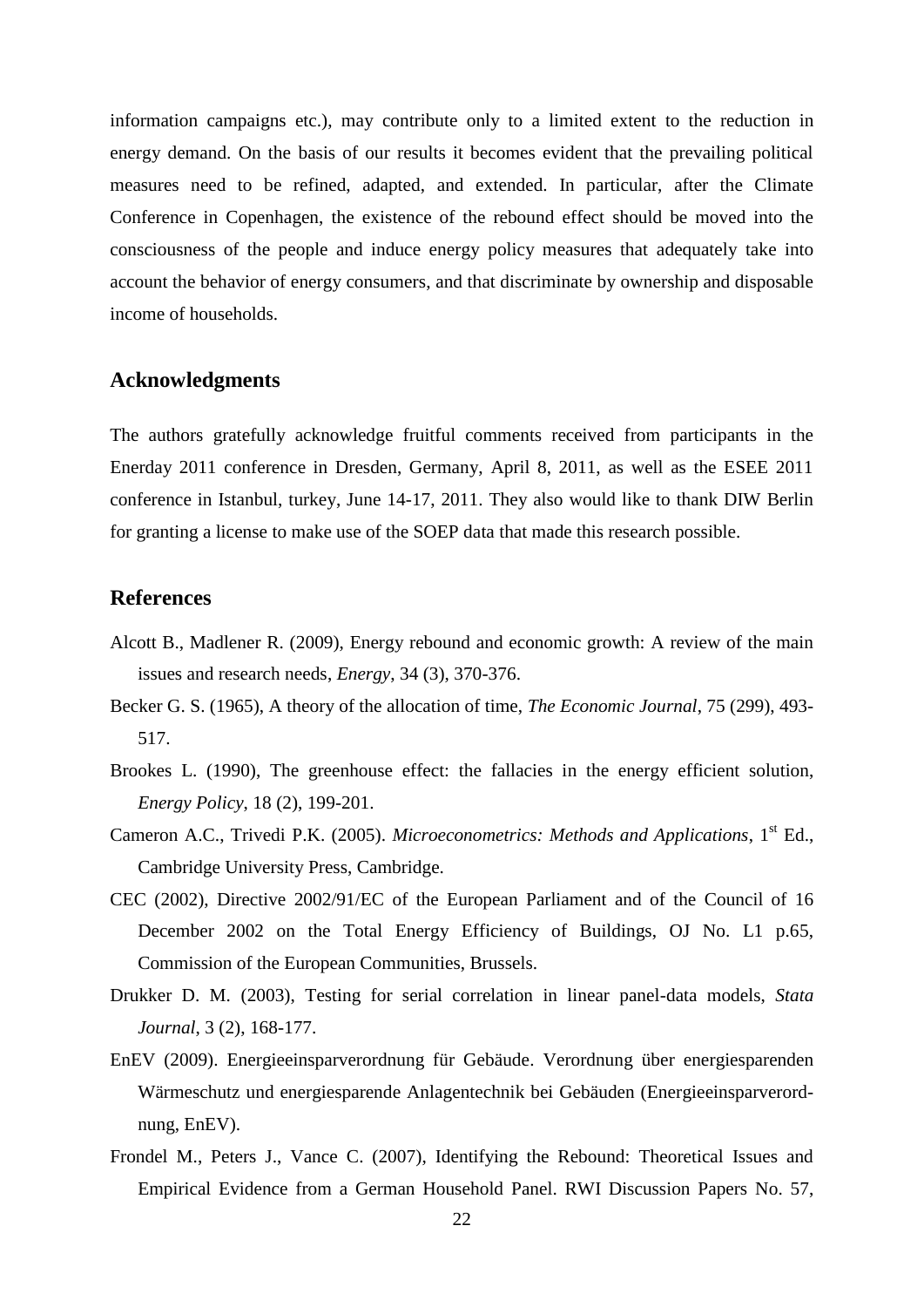information campaigns etc.), may contribute only to a limited extent to the reduction in energy demand. On the basis of our results it becomes evident that the prevailing political measures need to be refined, adapted, and extended. In particular, after the Climate Conference in Copenhagen, the existence of the rebound effect should be moved into the consciousness of the people and induce energy policy measures that adequately take into account the behavior of energy consumers, and that discriminate by ownership and disposable income of households.

## Acknowledgments

The authors gratefully acknowledge fruitful comments received from participants in the Enerday 2011 conference in Dresden, Germany, April 8, 2011, as well as the ESEE 2011 conference in Istanbul, turkey, June 14-17, 2011. They also would like to thank DIW Berlin for granting a license to make use of the SOEP data that made this research possible.

## References

Alcott B., Madlener R. (2009), Energy rebound and economic growth: A review of the main issues and research needs, *Energy*, 34 (3), 370-376.

Becker G. S. (1965), A theory of the allocation of time, *The Economic Journal*, 75 (299), 493-517.

Brookes L. (1990), The greenhouse effect: the fallacies in the energy efficient solution, *Energy Policy*, 18 (2), 199-201.

Cameron A.C., Trivedi P.K. (2005). *Microeconometrics: Methods and Applications*, 1st Ed., Cambridge University Press, Cambridge.

CEC (2002), Directive 2002/91/EC of the European Parliament and of the Council of 16 December 2002 on the Total Energy Efficiency of Buildings, OJ No. L1 p.65, Commission of the European Communities, Brussels.

Drukker D. M. (2003), Testing for serial correlation in linear panel-data models, *Stata Journal*, 3 (2), 168-177.

EnEV (2009). Energieeinsparverordnung für Gebäude. Verordnung über energiesparenden Wärmeschutz und energiesparende Anlagentechnik bei Gebäuden (Energieeinsparverordnung, EnEV).

Frondel M., Peters J., Vance C. (2007), Identifying the Rebound: Theoretical Issues and Empirical Evidence from a German Household Panel. RWI Discussion Papers No. 57,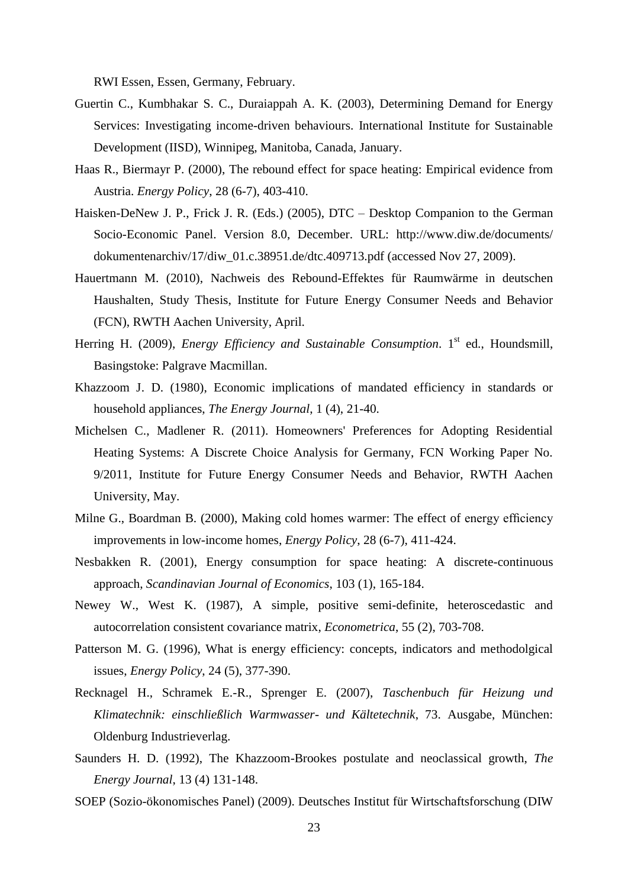RWI Essen, Essen, Germany, February.

Guertin C., Kumbhakar S. C., Duraiappah A. K. (2003), Determining Demand for Energy Services: Investigating income-driven behaviours. International Institute for Sustainable Development (IISD), Winnipeg, Manitoba, Canada, January.

Haas R., Biermayr P. (2000), The rebound effect for space heating: Empirical evidence from Austria. *Energy Policy*, 28 (6-7), 403-410.

Haisken-DeNew J. P., Frick J. R. (Eds.) (2005), DTC – Desktop Companion to the German Socio-Economic Panel. Version 8.0, December. URL: http://www.diw.de/documents/dokumentenarchiv/17/diw_01.c.38951.de/dtc.409713.pdf (accessed Nov 27, 2009).

Hauertmann M. (2010), Nachweis des Rebound-Effektes für Raumwärme in deutschen Haushalten, Study Thesis, Institute for Future Energy Consumer Needs and Behavior (FCN), RWTH Aachen University, April.

Herring H. (2009), *Energy Efficiency and Sustainable Consumption*. 1st ed., Houndsmill, Basingstoke: Palgrave Macmillan.

Khazzoom J. D. (1980), Economic implications of mandated efficiency in standards or household appliances, *The Energy Journal*, 1 (4), 21-40.

Michelsen C., Madlener R. (2011). Homeowners' Preferences for Adopting Residential Heating Systems: A Discrete Choice Analysis for Germany, FCN Working Paper No. 9/2011, Institute for Future Energy Consumer Needs and Behavior, RWTH Aachen University, May.

Milne G., Boardman B. (2000), Making cold homes warmer: The effect of energy efficiency improvements in low-income homes, *Energy Policy*, 28 (6-7), 411-424.

Nesbakken R. (2001), Energy consumption for space heating: A discrete-continuous approach, *Scandinavian Journal of Economics*, 103 (1), 165-184.

Newey W., West K. (1987), A simple, positive semi-definite, heteroscedastic and autocorrelation consistent covariance matrix, *Econometrica*, 55 (2), 703-708.

Patterson M. G. (1996), What is energy efficiency: concepts, indicators and methodolgical issues, *Energy Policy*, 24 (5), 377-390.

Recknagel H., Schramek E.-R., Sprenger E. (2007), *Taschenbuch für Heizung und Klimatechnik: einschließlich Warmwasser- und Kältetechnik*, 73. Ausgabe, München: Oldenburg Industrieverlag.

Saunders H. D. (1992), The Khazzoom-Brookes postulate and neoclassical growth, *The Energy Journal*, 13 (4) 131-148.

SOEP (Sozio-ökonomisches Panel) (2009). Deutsches Institut für Wirtschaftsforschung (DIW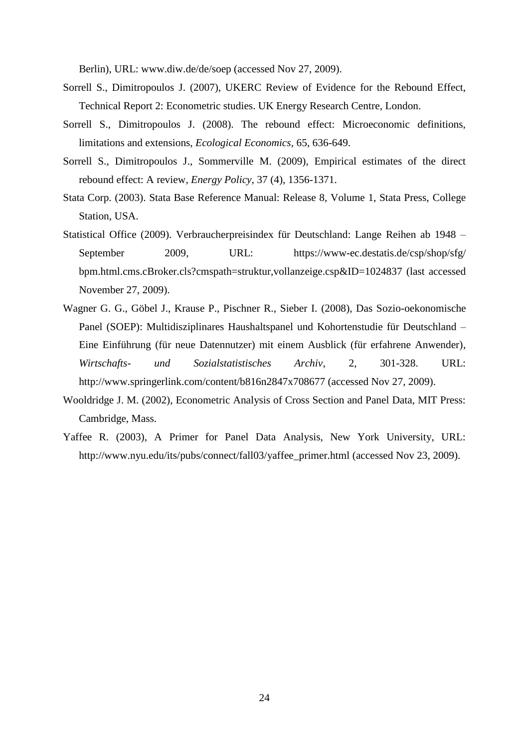Berlin), URL: www.diw.de/de/soep (accessed Nov 27, 2009).

Sorrell S., Dimitropoulos J. (2007), UKERC Review of Evidence for the Rebound Effect, Technical Report 2: Econometric studies. UK Energy Research Centre, London.

Sorrell S., Dimitropoulos J. (2008). The rebound effect: Microeconomic definitions, limitations and extensions, *Ecological Economics*, 65, 636-649.

Sorrell S., Dimitropoulos J., Sommerville M. (2009), Empirical estimates of the direct rebound effect: A review, *Energy Policy*, 37 (4), 1356-1371.

Stata Corp. (2003). Stata Base Reference Manual: Release 8, Volume 1, Stata Press, College Station, USA.

Statistical Office (2009). Verbraucherpreisindex für Deutschland: Lange Reihen ab 1948 – September 2009, URL: https://www-ec.destatis.de/csp/shop/sfg/bpm.html.cms.cBroker.cls?cmspath=struktur,vollanzeige.csp&ID=1024837 (last accessed November 27, 2009).

Wagner G. G., Göbel J., Krause P., Pischner R., Sieber I. (2008), Das Sozio-oekonomische Panel (SOEP): Multidisziplinares Haushaltspanel und Kohortenstudie für Deutschland – Eine Einführung (für neue Datennutzer) mit einem Ausblick (für erfahrene Anwender), *Wirtschafts- und Sozialstatistisches Archiv*, 2, 301-328. URL: http://www.springerlink.com/content/b816n2847x708677 (accessed Nov 27, 2009).

Wooldridge J. M. (2002), Econometric Analysis of Cross Section and Panel Data, MIT Press: Cambridge, Mass.

Yaffee R. (2003), A Primer for Panel Data Analysis, New York University, URL: http://www.nyu.edu/its/pubs/connect/fall03/yaffee_primer.html (accessed Nov 23, 2009).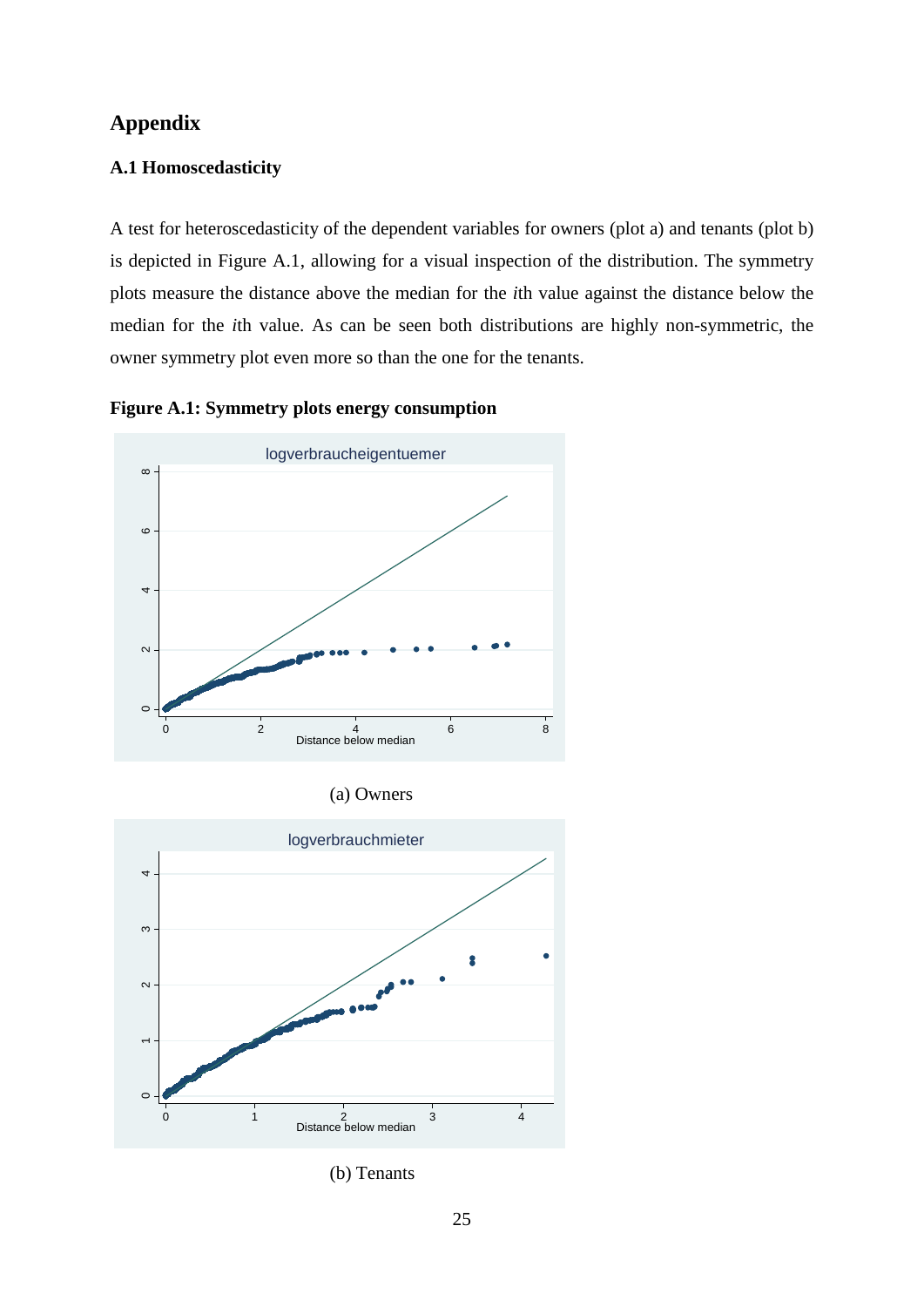# Appendix

### A.1 Homoscedasticity

A test for heteroscedasticity of the dependent variables for owners (plot a) and tenants (plot b) is depicted in Figure A.1, allowing for a visual inspection of the distribution. The symmetry plots measure the distance above the median for the *i*th value against the distance below the median for the *i*th value. As can be seen both distributions are highly non-symmetric, the owner symmetry plot even more so than the one for the tenants.

**Figure A.1: Symmetry plots energy consumption**

(a) Owners

(b) Tenants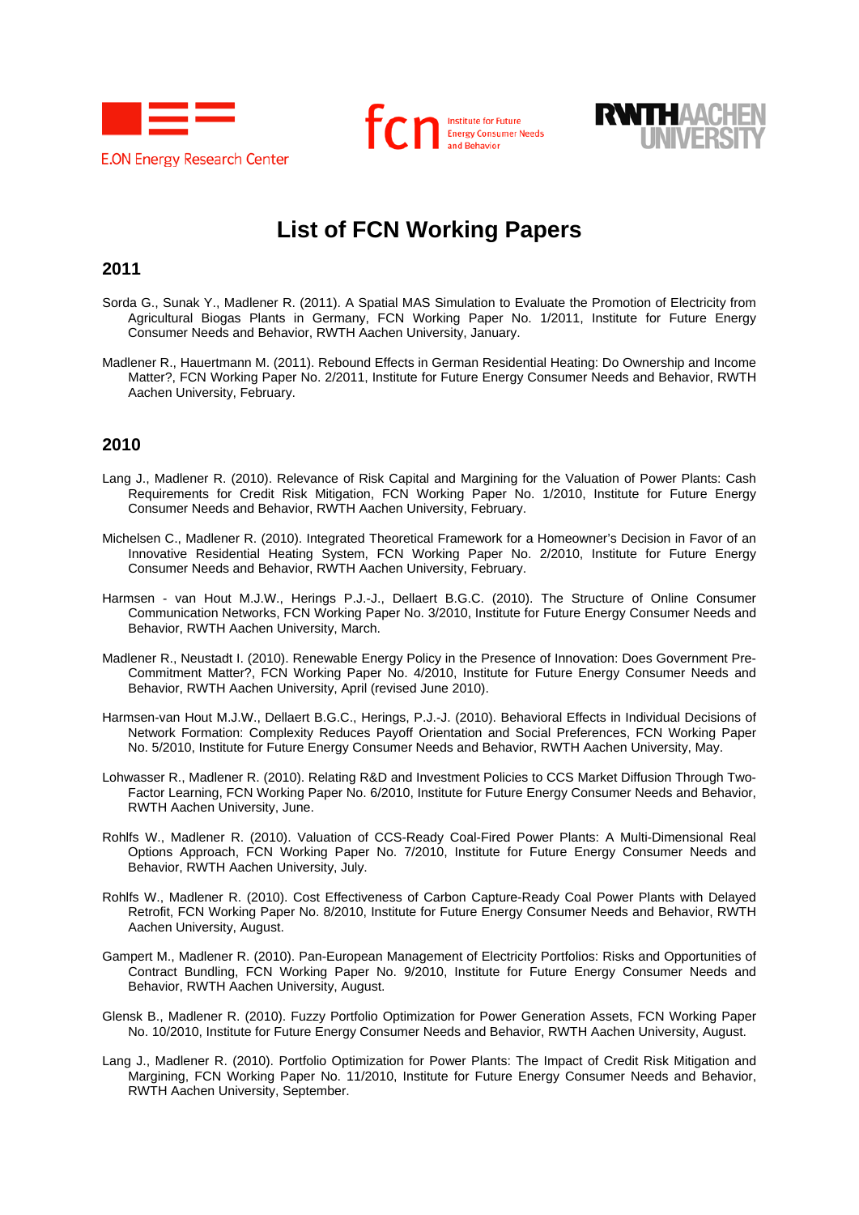# List of FCN Working Papers

## 2011

Sorda G., Sunak Y., Madlener R. (2011). A Spatial MAS Simulation to Evaluate the Promotion of Electricity from Agricultural Biogas Plants in Germany, FCN Working Paper No. 1/2011, Institute for Future Energy Consumer Needs and Behavior, RWTH Aachen University, January.

Madlener R., Hauertmann M. (2011). Rebound Effects in German Residential Heating: Do Ownership and Income Matter?, FCN Working Paper No. 2/2011, Institute for Future Energy Consumer Needs and Behavior, RWTH Aachen University, February.

## 2010

Lang J., Madlener R. (2010). Relevance of Risk Capital and Margining for the Valuation of Power Plants: Cash Requirements for Credit Risk Mitigation, FCN Working Paper No. 1/2010, Institute for Future Energy Consumer Needs and Behavior, RWTH Aachen University, February.

Michelsen C., Madlener R. (2010). Integrated Theoretical Framework for a Homeowner's Decision in Favor of an Innovative Residential Heating System, FCN Working Paper No. 2/2010, Institute for Future Energy Consumer Needs and Behavior, RWTH Aachen University, February.

Harmsen - van Hout M.J.W., Herings P.J.-J., Dellaert B.G.C. (2010). The Structure of Online Consumer Communication Networks, FCN Working Paper No. 3/2010, Institute for Future Energy Consumer Needs and Behavior, RWTH Aachen University, March.

Madlener R., Neustadt I. (2010). Renewable Energy Policy in the Presence of Innovation: Does Government Pre-Commitment Matter?, FCN Working Paper No. 4/2010, Institute for Future Energy Consumer Needs and Behavior, RWTH Aachen University, April (revised June 2010).

Harmsen-van Hout M.J.W., Dellaert B.G.C., Herings, P.J.-J. (2010). Behavioral Effects in Individual Decisions of Network Formation: Complexity Reduces Payoff Orientation and Social Preferences, FCN Working Paper No. 5/2010, Institute for Future Energy Consumer Needs and Behavior, RWTH Aachen University, May.

Lohwasser R., Madlener R. (2010). Relating R&D and Investment Policies to CCS Market Diffusion Through Two-Factor Learning, FCN Working Paper No. 6/2010, Institute for Future Energy Consumer Needs and Behavior, RWTH Aachen University, June.

Rohlfs W., Madlener R. (2010). Valuation of CCS-Ready Coal-Fired Power Plants: A Multi-Dimensional Real Options Approach, FCN Working Paper No. 7/2010, Institute for Future Energy Consumer Needs and Behavior, RWTH Aachen University, July.

Rohlfs W., Madlener R. (2010). Cost Effectiveness of Carbon Capture-Ready Coal Power Plants with Delayed Retrofit, FCN Working Paper No. 8/2010, Institute for Future Energy Consumer Needs and Behavior, RWTH Aachen University, August.

Gampert M., Madlener R. (2010). Pan-European Management of Electricity Portfolios: Risks and Opportunities of Contract Bundling, FCN Working Paper No. 9/2010, Institute for Future Energy Consumer Needs and Behavior, RWTH Aachen University, August.

Glensk B., Madlener R. (2010). Fuzzy Portfolio Optimization for Power Generation Assets, FCN Working Paper No. 10/2010, Institute for Future Energy Consumer Needs and Behavior, RWTH Aachen University, August.

Lang J., Madlener R. (2010). Portfolio Optimization for Power Plants: The Impact of Credit Risk Mitigation and Margining, FCN Working Paper No. 11/2010, Institute for Future Energy Consumer Needs and Behavior, RWTH Aachen University, September.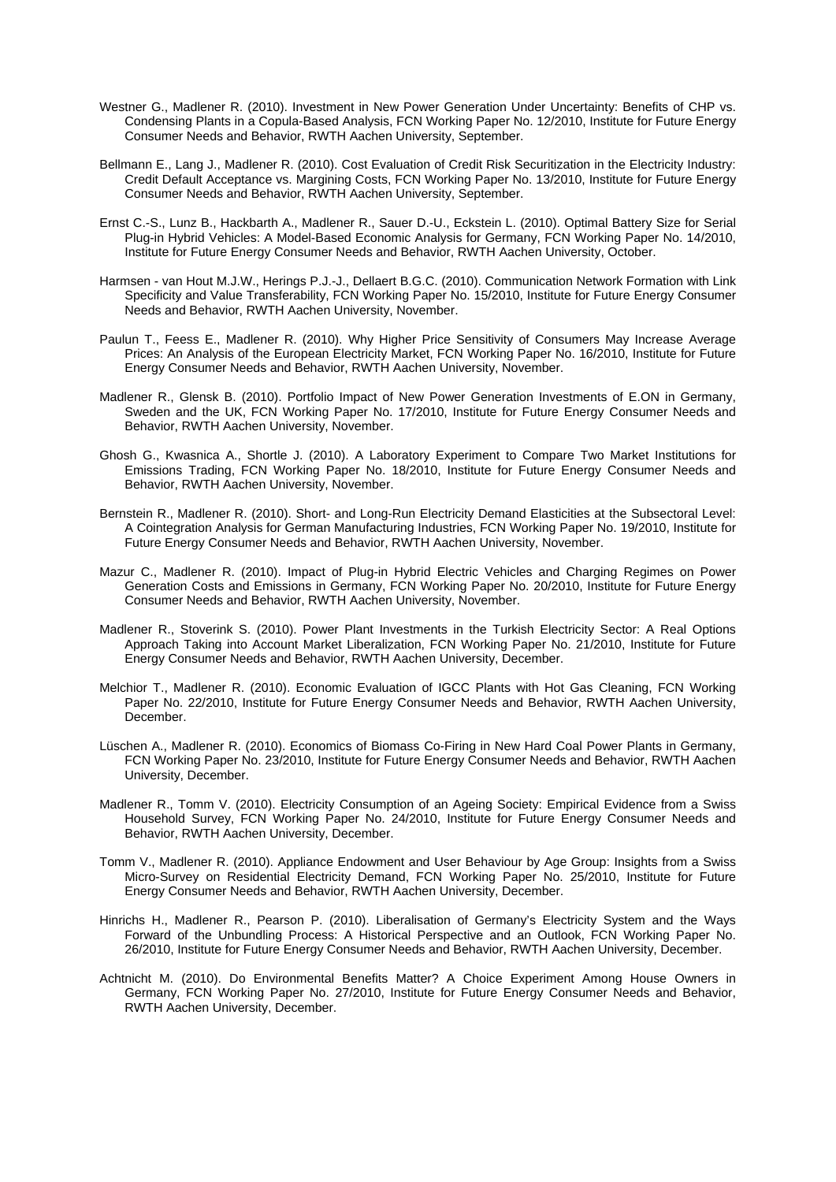Westner G., Madlener R. (2010). Investment in New Power Generation Under Uncertainty: Benefits of CHP vs. Condensing Plants in a Copula-Based Analysis, FCN Working Paper No. 12/2010, Institute for Future Energy Consumer Needs and Behavior, RWTH Aachen University, September.

Bellmann E., Lang J., Madlener R. (2010). Cost Evaluation of Credit Risk Securitization in the Electricity Industry: Credit Default Acceptance vs. Margining Costs, FCN Working Paper No. 13/2010, Institute for Future Energy Consumer Needs and Behavior, RWTH Aachen University, September.

Ernst C.-S., Lunz B., Hackbarth A., Madlener R., Sauer D.-U., Eckstein L. (2010). Optimal Battery Size for Serial Plug-in Hybrid Vehicles: A Model-Based Economic Analysis for Germany, FCN Working Paper No. 14/2010, Institute for Future Energy Consumer Needs and Behavior, RWTH Aachen University, October.

Harmsen - van Hout M.J.W., Herings P.J.-J., Dellaert B.G.C. (2010). Communication Network Formation with Link Specificity and Value Transferability, FCN Working Paper No. 15/2010, Institute for Future Energy Consumer Needs and Behavior, RWTH Aachen University, November.

Paulun T., Feess E., Madlener R. (2010). Why Higher Price Sensitivity of Consumers May Increase Average Prices: An Analysis of the European Electricity Market, FCN Working Paper No. 16/2010, Institute for Future Energy Consumer Needs and Behavior, RWTH Aachen University, November.

Madlener R., Glensk B. (2010). Portfolio Impact of New Power Generation Investments of E.ON in Germany, Sweden and the UK, FCN Working Paper No. 17/2010, Institute for Future Energy Consumer Needs and Behavior, RWTH Aachen University, November.

Ghosh G., Kwasnica A., Shortle J. (2010). A Laboratory Experiment to Compare Two Market Institutions for Emissions Trading, FCN Working Paper No. 18/2010, Institute for Future Energy Consumer Needs and Behavior, RWTH Aachen University, November.

Bernstein R., Madlener R. (2010). Short- and Long-Run Electricity Demand Elasticities at the Subsectoral Level: A Cointegration Analysis for German Manufacturing Industries, FCN Working Paper No. 19/2010, Institute for Future Energy Consumer Needs and Behavior, RWTH Aachen University, November.

Mazur C., Madlener R. (2010). Impact of Plug-in Hybrid Electric Vehicles and Charging Regimes on Power Generation Costs and Emissions in Germany, FCN Working Paper No. 20/2010, Institute for Future Energy Consumer Needs and Behavior, RWTH Aachen University, November.

Madlener R., Stoverink S. (2010). Power Plant Investments in the Turkish Electricity Sector: A Real Options Approach Taking into Account Market Liberalization, FCN Working Paper No. 21/2010, Institute for Future Energy Consumer Needs and Behavior, RWTH Aachen University, December.

Melchior T., Madlener R. (2010). Economic Evaluation of IGCC Plants with Hot Gas Cleaning, FCN Working Paper No. 22/2010, Institute for Future Energy Consumer Needs and Behavior, RWTH Aachen University, December.

Lüschen A., Madlener R. (2010). Economics of Biomass Co-Firing in New Hard Coal Power Plants in Germany, FCN Working Paper No. 23/2010, Institute for Future Energy Consumer Needs and Behavior, RWTH Aachen University, December.

Madlener R., Tomm V. (2010). Electricity Consumption of an Ageing Society: Empirical Evidence from a Swiss Household Survey, FCN Working Paper No. 24/2010, Institute for Future Energy Consumer Needs and Behavior, RWTH Aachen University, December.

Tomm V., Madlener R. (2010). Appliance Endowment and User Behaviour by Age Group: Insights from a Swiss Micro-Survey on Residential Electricity Demand, FCN Working Paper No. 25/2010, Institute for Future Energy Consumer Needs and Behavior, RWTH Aachen University, December.

Hinrichs H., Madlener R., Pearson P. (2010). Liberalisation of Germany's Electricity System and the Ways Forward of the Unbundling Process: A Historical Perspective and an Outlook, FCN Working Paper No. 26/2010, Institute for Future Energy Consumer Needs and Behavior, RWTH Aachen University, December.

Achtnicht M. (2010). Do Environmental Benefits Matter? A Choice Experiment Among House Owners in Germany, FCN Working Paper No. 27/2010, Institute for Future Energy Consumer Needs and Behavior, RWTH Aachen University, December.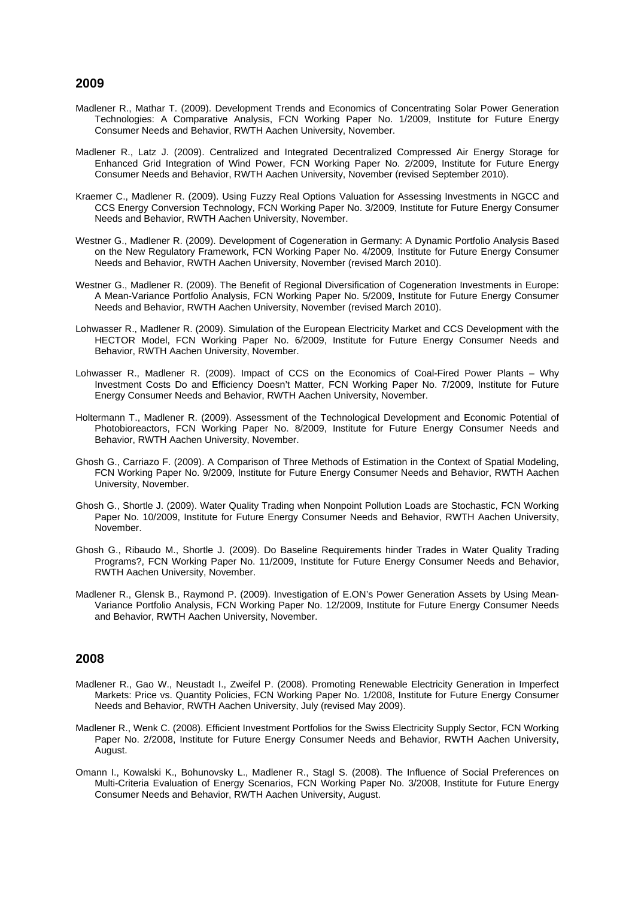## 2009

Madlener R., Mathar T. (2009). Development Trends and Economics of Concentrating Solar Power Generation Technologies: A Comparative Analysis, FCN Working Paper No. 1/2009, Institute for Future Energy Consumer Needs and Behavior, RWTH Aachen University, November.

Madlener R., Latz J. (2009). Centralized and Integrated Decentralized Compressed Air Energy Storage for Enhanced Grid Integration of Wind Power, FCN Working Paper No. 2/2009, Institute for Future Energy Consumer Needs and Behavior, RWTH Aachen University, November (revised September 2010).

Kraemer C., Madlener R. (2009). Using Fuzzy Real Options Valuation for Assessing Investments in NGCC and CCS Energy Conversion Technology, FCN Working Paper No. 3/2009, Institute for Future Energy Consumer Needs and Behavior, RWTH Aachen University, November.

Westner G., Madlener R. (2009). Development of Cogeneration in Germany: A Dynamic Portfolio Analysis Based on the New Regulatory Framework, FCN Working Paper No. 4/2009, Institute for Future Energy Consumer Needs and Behavior, RWTH Aachen University, November (revised March 2010).

Westner G., Madlener R. (2009). The Benefit of Regional Diversification of Cogeneration Investments in Europe: A Mean-Variance Portfolio Analysis, FCN Working Paper No. 5/2009, Institute for Future Energy Consumer Needs and Behavior, RWTH Aachen University, November (revised March 2010).

Lohwasser R., Madlener R. (2009). Simulation of the European Electricity Market and CCS Development with the HECTOR Model, FCN Working Paper No. 6/2009, Institute for Future Energy Consumer Needs and Behavior, RWTH Aachen University, November.

Lohwasser R., Madlener R. (2009). Impact of CCS on the Economics of Coal-Fired Power Plants – Why Investment Costs Do and Efficiency Doesn't Matter, FCN Working Paper No. 7/2009, Institute for Future Energy Consumer Needs and Behavior, RWTH Aachen University, November.

Holtermann T., Madlener R. (2009). Assessment of the Technological Development and Economic Potential of Photobioreactors, FCN Working Paper No. 8/2009, Institute for Future Energy Consumer Needs and Behavior, RWTH Aachen University, November.

Ghosh G., Carriazo F. (2009). A Comparison of Three Methods of Estimation in the Context of Spatial Modeling, FCN Working Paper No. 9/2009, Institute for Future Energy Consumer Needs and Behavior, RWTH Aachen University, November.

Ghosh G., Shortle J. (2009). Water Quality Trading when Nonpoint Pollution Loads are Stochastic, FCN Working Paper No. 10/2009, Institute for Future Energy Consumer Needs and Behavior, RWTH Aachen University, November.

Ghosh G., Ribaudo M., Shortle J. (2009). Do Baseline Requirements hinder Trades in Water Quality Trading Programs?, FCN Working Paper No. 11/2009, Institute for Future Energy Consumer Needs and Behavior, RWTH Aachen University, November.

Madlener R., Glensk B., Raymond P. (2009). Investigation of E.ON's Power Generation Assets by Using Mean-Variance Portfolio Analysis, FCN Working Paper No. 12/2009, Institute for Future Energy Consumer Needs and Behavior, RWTH Aachen University, November.

## 2008

Madlener R., Gao W., Neustadt I., Zweifel P. (2008). Promoting Renewable Electricity Generation in Imperfect Markets: Price vs. Quantity Policies, FCN Working Paper No. 1/2008, Institute for Future Energy Consumer Needs and Behavior, RWTH Aachen University, July (revised May 2009).

Madlener R., Wenk C. (2008). Efficient Investment Portfolios for the Swiss Electricity Supply Sector, FCN Working Paper No. 2/2008, Institute for Future Energy Consumer Needs and Behavior, RWTH Aachen University, August.

Omann I., Kowalski K., Bohunovsky L., Madlener R., Stagl S. (2008). The Influence of Social Preferences on Multi-Criteria Evaluation of Energy Scenarios, FCN Working Paper No. 3/2008, Institute for Future Energy Consumer Needs and Behavior, RWTH Aachen University, August.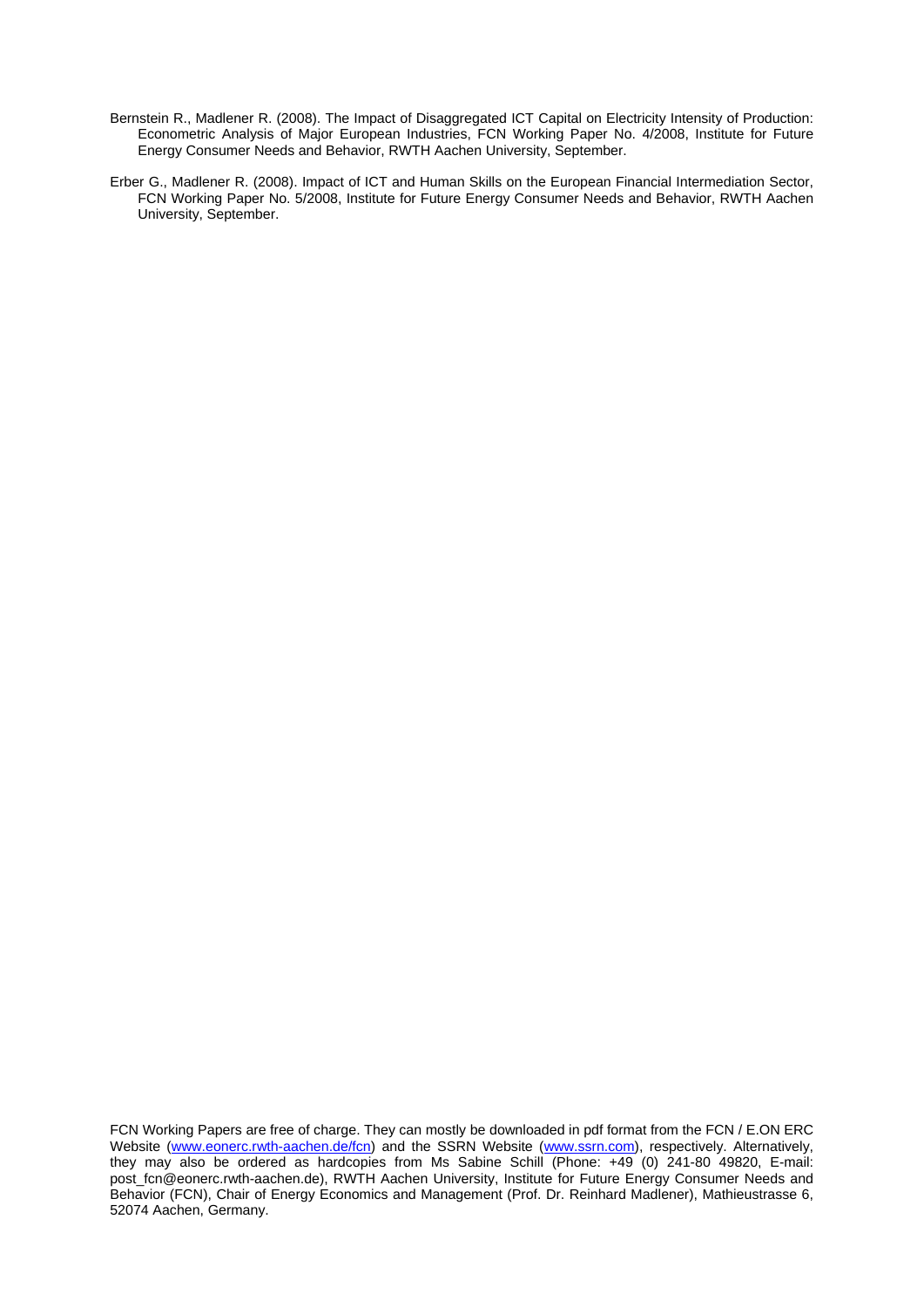Bernstein R., Madlener R. (2008). The Impact of Disaggregated ICT Capital on Electricity Intensity of Production: Econometric Analysis of Major European Industries, FCN Working Paper No. 4/2008, Institute for Future Energy Consumer Needs and Behavior, RWTH Aachen University, September.

Erber G., Madlener R. (2008). Impact of ICT and Human Skills on the European Financial Intermediation Sector, FCN Working Paper No. 5/2008, Institute for Future Energy Consumer Needs and Behavior, RWTH Aachen University, September.

FCN Working Papers are free of charge. They can mostly be downloaded in pdf format from the FCN / E.ON ERC Website (www.eonerc.rwth-aachen.de/fcn) and the SSRN Website (www.ssrn.com), respectively. Alternatively, they may also be ordered as hardcopies from Ms Sabine Schill (Phone: +49 (0) 241-80 49820, E-mail: post_fcn@eonerc.rwth-aachen.de), RWTH Aachen University, Institute for Future Energy Consumer Needs and Behavior (FCN), Chair of Energy Economics and Management (Prof. Dr. Reinhard Madlener), Mathieustrasse 6, 52074 Aachen, Germany.